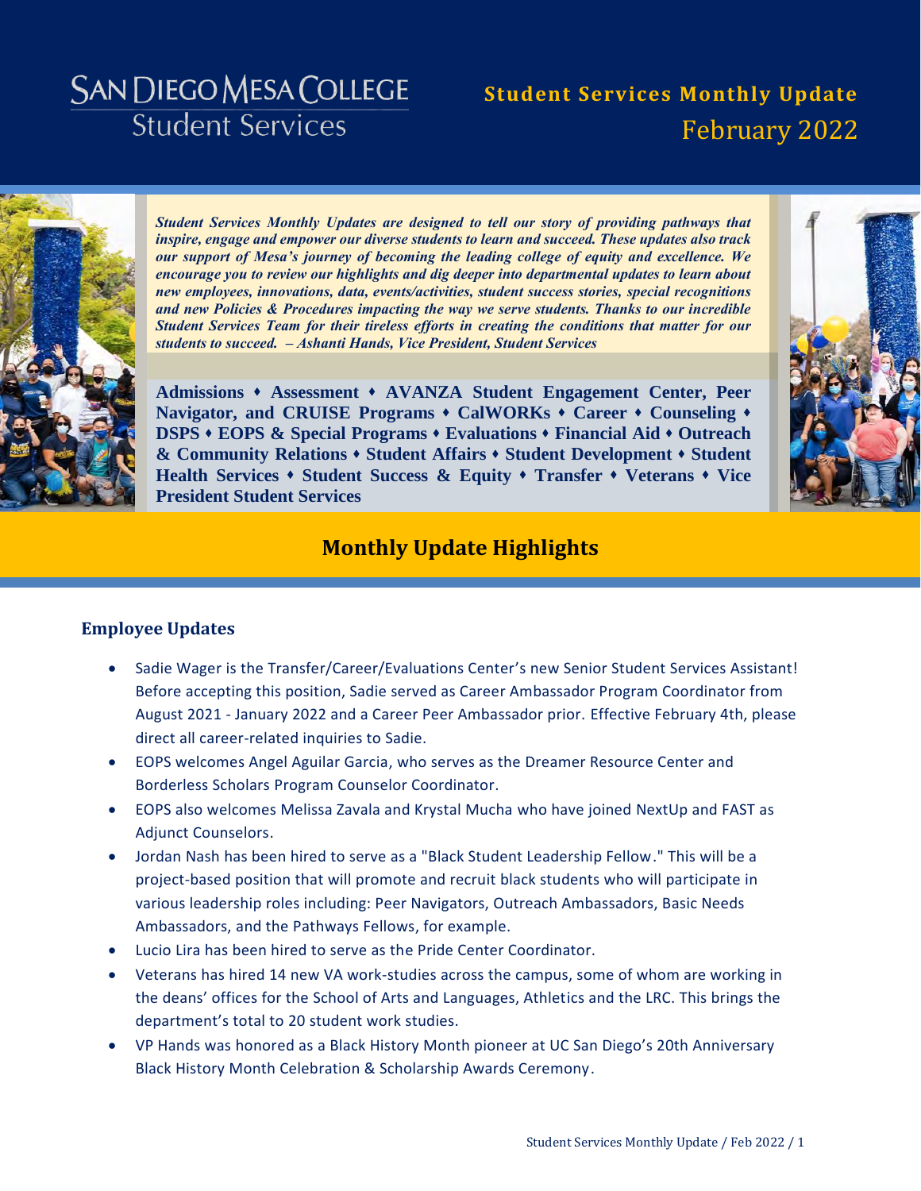# SAN DIEGO MESA COLLEGE
## Student Services

## Student Services Monthly Update
## February 2022

***Student Services Monthly Updates are designed to tell our story of providing pathways that inspire, engage and empower our diverse students to learn and succeed. These updates also track our support of Mesa's journey of becoming the leading college of equity and excellence. We encourage you to review our highlights and dig deeper into departmental updates to learn about new employees, innovations, data, events/activities, student success stories, special recognitions and new Policies & Procedures impacting the way we serve students. Thanks to our incredible Student Services Team for their tireless efforts in creating the conditions that matter for our students to succeed. – Ashanti Hands, Vice President, Student Services***

**Admissions ♦ Assessment ♦ AVANZA Student Engagement Center, Peer Navigator, and CRUISE Programs ♦ CalWORKs ♦ Career ♦ Counseling ♦ DSPS ♦ EOPS & Special Programs ♦ Evaluations ♦ Financial Aid ♦ Outreach & Community Relations ♦ Student Affairs ♦ Student Development ♦ Student Health Services ♦ Student Success & Equity ♦ Transfer ♦ Veterans ♦ Vice President Student Services**

## Monthly Update Highlights

### Employee Updates

- Sadie Wager is the Transfer/Career/Evaluations Center's new Senior Student Services Assistant! Before accepting this position, Sadie served as Career Ambassador Program Coordinator from August 2021 - January 2022 and a Career Peer Ambassador prior. Effective February 4th, please direct all career-related inquiries to Sadie.
- EOPS welcomes Angel Aguilar Garcia, who serves as the Dreamer Resource Center and Borderless Scholars Program Counselor Coordinator.
- EOPS also welcomes Melissa Zavala and Krystal Mucha who have joined NextUp and FAST as Adjunct Counselors.
- Jordan Nash has been hired to serve as a "Black Student Leadership Fellow." This will be a project-based position that will promote and recruit black students who will participate in various leadership roles including: Peer Navigators, Outreach Ambassadors, Basic Needs Ambassadors, and the Pathways Fellows, for example.
- Lucio Lira has been hired to serve as the Pride Center Coordinator.
- Veterans has hired 14 new VA work-studies across the campus, some of whom are working in the deans' offices for the School of Arts and Languages, Athletics and the LRC. This brings the department's total to 20 student work studies.
- VP Hands was honored as a Black History Month pioneer at UC San Diego's 20th Anniversary Black History Month Celebration & Scholarship Awards Ceremony.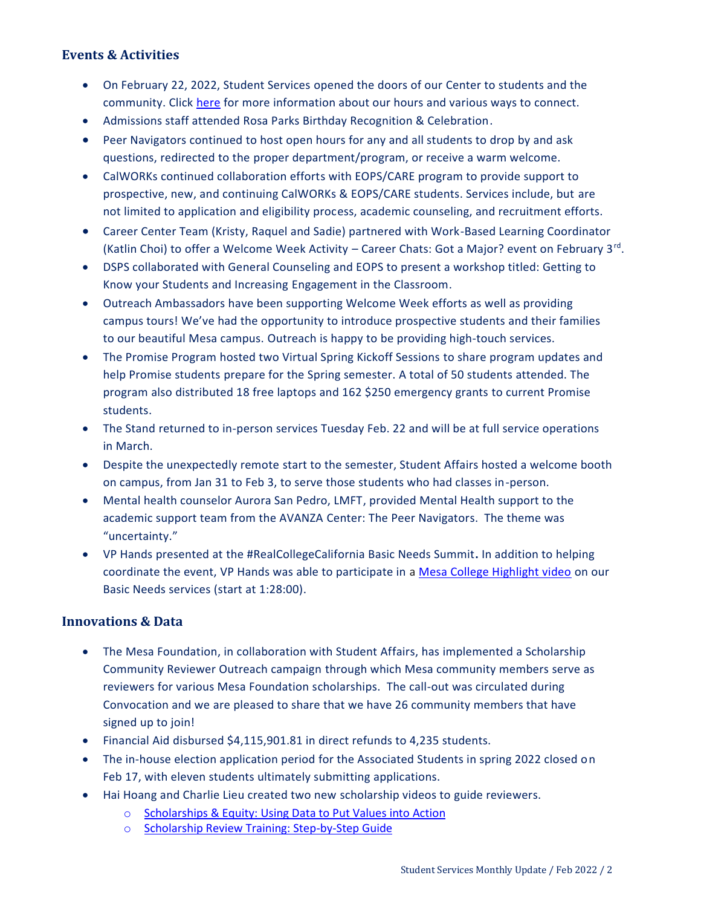## Events & Activities

- On February 22, 2022, Student Services opened the doors of our Center to students and the community. Click here for more information about our hours and various ways to connect.
- Admissions staff attended Rosa Parks Birthday Recognition & Celebration.
- Peer Navigators continued to host open hours for any and all students to drop by and ask questions, redirected to the proper department/program, or receive a warm welcome.
- CalWORKs continued collaboration efforts with EOPS/CARE program to provide support to prospective, new, and continuing CalWORKs & EOPS/CARE students. Services include, but are not limited to application and eligibility process, academic counseling, and recruitment efforts.
- Career Center Team (Kristy, Raquel and Sadie) partnered with Work-Based Learning Coordinator (Katlin Choi) to offer a Welcome Week Activity – Career Chats: Got a Major? event on February 3rd.
- DSPS collaborated with General Counseling and EOPS to present a workshop titled: Getting to Know your Students and Increasing Engagement in the Classroom.
- Outreach Ambassadors have been supporting Welcome Week efforts as well as providing campus tours! We've had the opportunity to introduce prospective students and their families to our beautiful Mesa campus. Outreach is happy to be providing high-touch services.
- The Promise Program hosted two Virtual Spring Kickoff Sessions to share program updates and help Promise students prepare for the Spring semester. A total of 50 students attended. The program also distributed 18 free laptops and 162 $250 emergency grants to current Promise students.
- The Stand returned to in-person services Tuesday Feb. 22 and will be at full service operations in March.
- Despite the unexpectedly remote start to the semester, Student Affairs hosted a welcome booth on campus, from Jan 31 to Feb 3, to serve those students who had classes in-person.
- Mental health counselor Aurora San Pedro, LMFT, provided Mental Health support to the academic support team from the AVANZA Center: The Peer Navigators. The theme was "uncertainty."
- VP Hands presented at the #RealCollegeCalifornia Basic Needs Summit**.** In addition to helping coordinate the event, VP Hands was able to participate in a Mesa College Highlight video on our Basic Needs services (start at 1:28:00).

## Innovations & Data

- The Mesa Foundation, in collaboration with Student Affairs, has implemented a Scholarship Community Reviewer Outreach campaign through which Mesa community members serve as reviewers for various Mesa Foundation scholarships. The call-out was circulated during Convocation and we are pleased to share that we have 26 community members that have signed up to join!
- Financial Aid disbursed $4,115,901.81 in direct refunds to 4,235 students.
- The in-house election application period for the Associated Students in spring 2022 closed on Feb 17, with eleven students ultimately submitting applications.
- Hai Hoang and Charlie Lieu created two new scholarship videos to guide reviewers.
  - Scholarships & Equity: Using Data to Put Values into Action
  - Scholarship Review Training: Step-by-Step Guide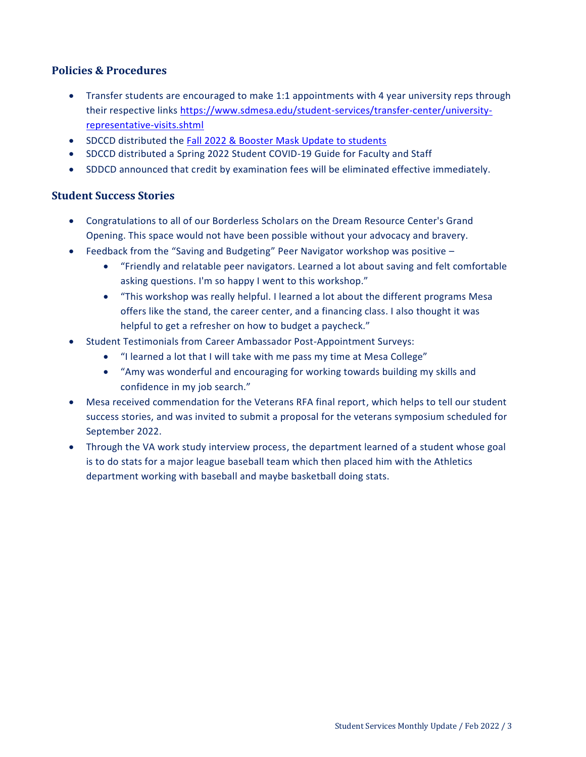## Policies & Procedures

- Transfer students are encouraged to make 1:1 appointments with 4 year university reps through their respective links [https://www.sdmesa.edu/student-services/transfer-center/university-representative-visits.shtml](https://www.sdmesa.edu/student-services/transfer-center/university-representative-visits.shtml)
- SDCCD distributed the [Fall 2022 & Booster Mask Update to students]()
- SDCCD distributed a Spring 2022 Student COVID-19 Guide for Faculty and Staff
- SDDCD announced that credit by examination fees will be eliminated effective immediately.

## Student Success Stories

- Congratulations to all of our Borderless Scholars on the Dream Resource Center's Grand Opening. This space would not have been possible without your advocacy and bravery.
- Feedback from the "Saving and Budgeting" Peer Navigator workshop was positive –
  - "Friendly and relatable peer navigators. Learned a lot about saving and felt comfortable asking questions. I'm so happy I went to this workshop."
  - "This workshop was really helpful. I learned a lot about the different programs Mesa offers like the stand, the career center, and a financing class. I also thought it was helpful to get a refresher on how to budget a paycheck."
- Student Testimonials from Career Ambassador Post-Appointment Surveys:
  - "I learned a lot that I will take with me pass my time at Mesa College"
  - "Amy was wonderful and encouraging for working towards building my skills and confidence in my job search."
- Mesa received commendation for the Veterans RFA final report, which helps to tell our student success stories, and was invited to submit a proposal for the veterans symposium scheduled for September 2022.
- Through the VA work study interview process, the department learned of a student whose goal is to do stats for a major league baseball team which then placed him with the Athletics department working with baseball and maybe basketball doing stats.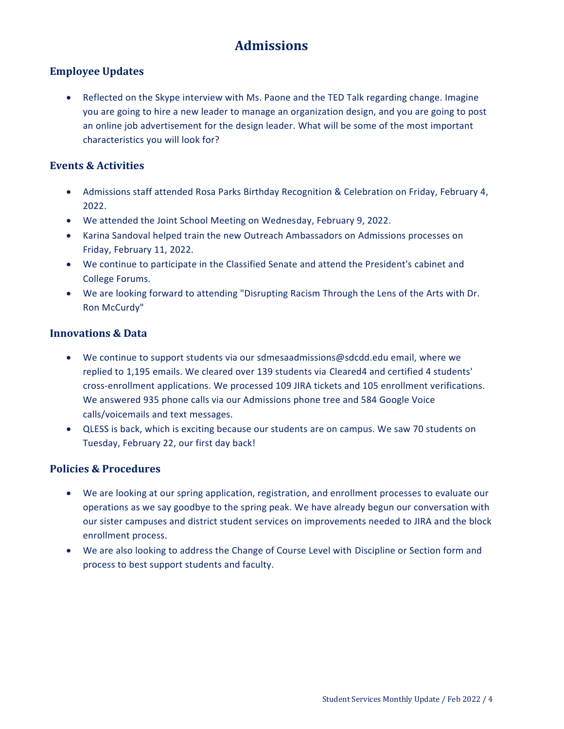# Admissions

## Employee Updates

- Reflected on the Skype interview with Ms. Paone and the TED Talk regarding change. Imagine you are going to hire a new leader to manage an organization design, and you are going to post an online job advertisement for the design leader. What will be some of the most important characteristics you will look for?

## Events & Activities

- Admissions staff attended Rosa Parks Birthday Recognition & Celebration on Friday, February 4, 2022.
- We attended the Joint School Meeting on Wednesday, February 9, 2022.
- Karina Sandoval helped train the new Outreach Ambassadors on Admissions processes on Friday, February 11, 2022.
- We continue to participate in the Classified Senate and attend the President's cabinet and College Forums.
- We are looking forward to attending "Disrupting Racism Through the Lens of the Arts with Dr. Ron McCurdy"

## Innovations & Data

- We continue to support students via our sdmesaadmissions@sdcdd.edu email, where we replied to 1,195 emails. We cleared over 139 students via Cleared4 and certified 4 students' cross-enrollment applications. We processed 109 JIRA tickets and 105 enrollment verifications. We answered 935 phone calls via our Admissions phone tree and 584 Google Voice calls/voicemails and text messages.
- QLESS is back, which is exciting because our students are on campus. We saw 70 students on Tuesday, February 22, our first day back!

## Policies & Procedures

- We are looking at our spring application, registration, and enrollment processes to evaluate our operations as we say goodbye to the spring peak. We have already begun our conversation with our sister campuses and district student services on improvements needed to JIRA and the block enrollment process.
- We are also looking to address the Change of Course Level with Discipline or Section form and process to best support students and faculty.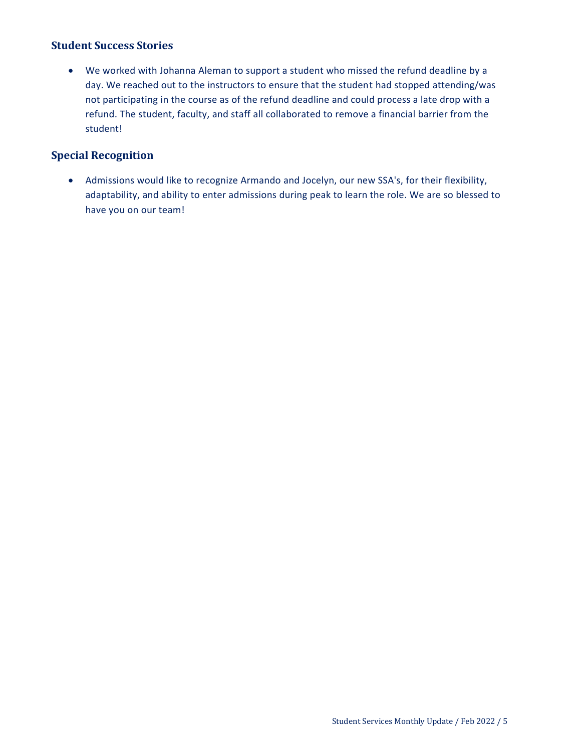## Student Success Stories

- We worked with Johanna Aleman to support a student who missed the refund deadline by a day. We reached out to the instructors to ensure that the student had stopped attending/was not participating in the course as of the refund deadline and could process a late drop with a refund. The student, faculty, and staff all collaborated to remove a financial barrier from the student!

## Special Recognition

- Admissions would like to recognize Armando and Jocelyn, our new SSA's, for their flexibility, adaptability, and ability to enter admissions during peak to learn the role. We are so blessed to have you on our team!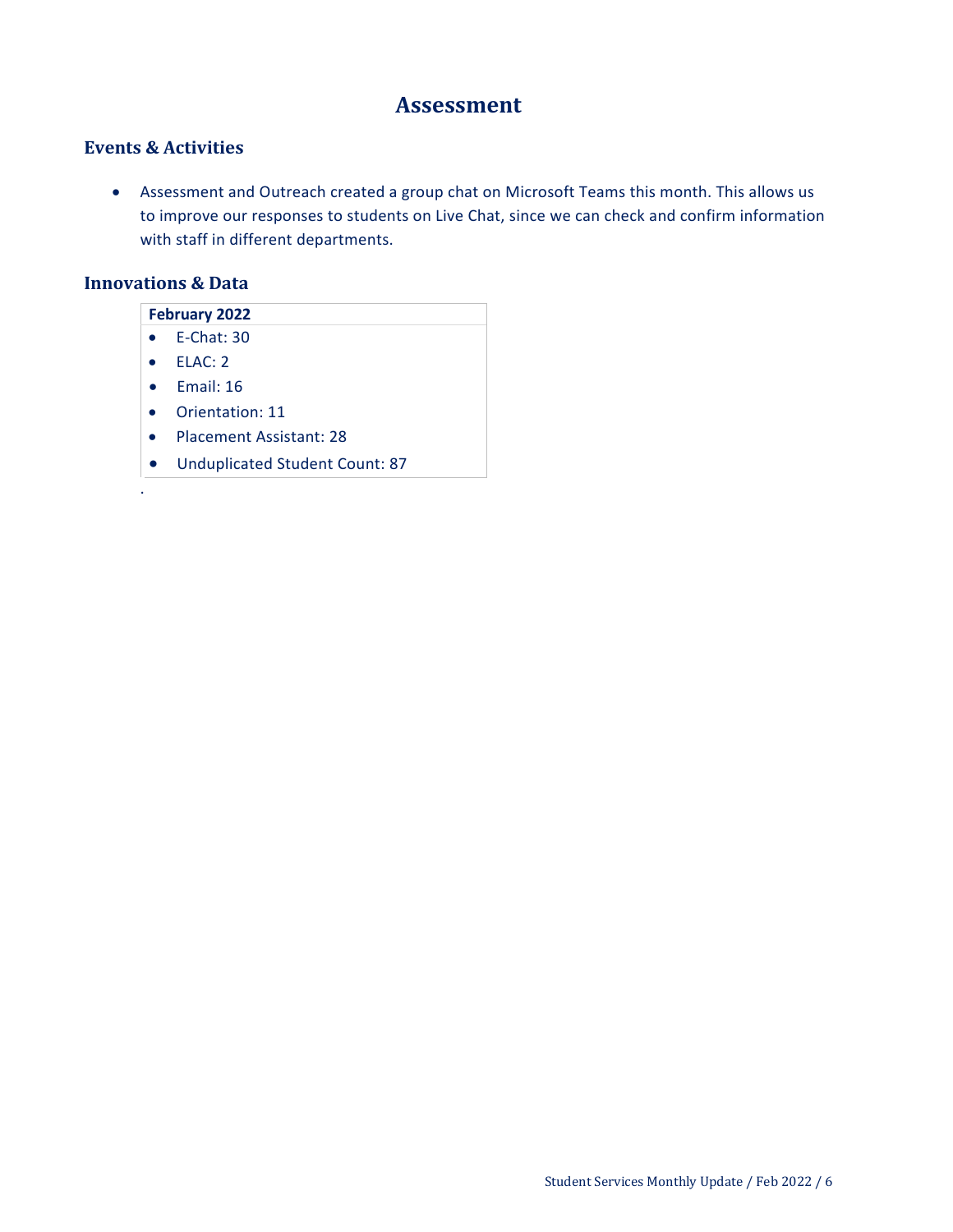# Assessment

## Events & Activities

- Assessment and Outreach created a group chat on Microsoft Teams this month. This allows us to improve our responses to students on Live Chat, since we can check and confirm information with staff in different departments.

## Innovations & Data

**February 2022**

- E-Chat: 30
- ELAC: 2
- Email: 16
- Orientation: 11
- Placement Assistant: 28
- Unduplicated Student Count: 87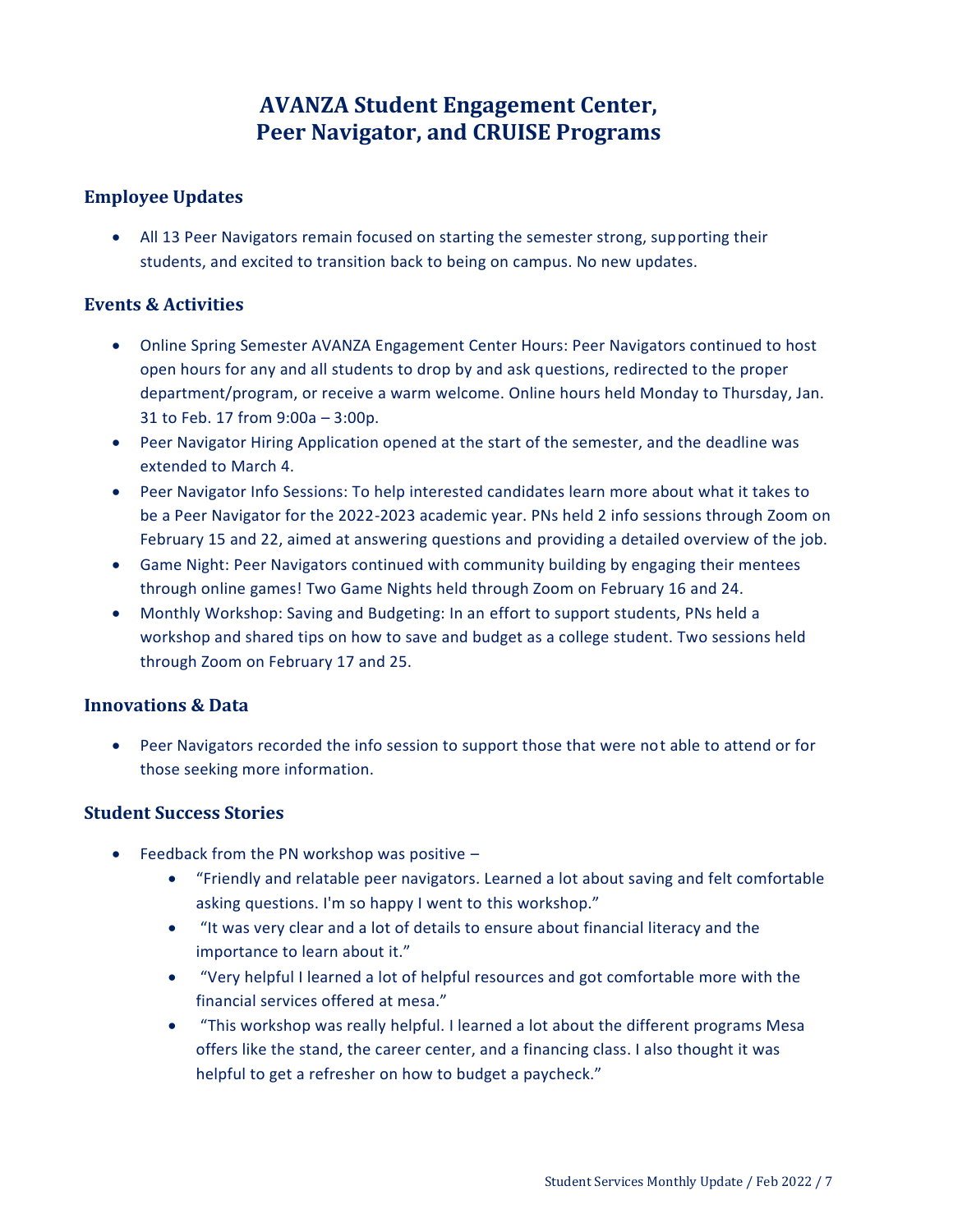# AVANZA Student Engagement Center, Peer Navigator, and CRUISE Programs

## Employee Updates

- All 13 Peer Navigators remain focused on starting the semester strong, supporting their students, and excited to transition back to being on campus. No new updates.

## Events & Activities

- Online Spring Semester AVANZA Engagement Center Hours: Peer Navigators continued to host open hours for any and all students to drop by and ask questions, redirected to the proper department/program, or receive a warm welcome. Online hours held Monday to Thursday, Jan. 31 to Feb. 17 from 9:00a – 3:00p.
- Peer Navigator Hiring Application opened at the start of the semester, and the deadline was extended to March 4.
- Peer Navigator Info Sessions: To help interested candidates learn more about what it takes to be a Peer Navigator for the 2022-2023 academic year. PNs held 2 info sessions through Zoom on February 15 and 22, aimed at answering questions and providing a detailed overview of the job.
- Game Night: Peer Navigators continued with community building by engaging their mentees through online games! Two Game Nights held through Zoom on February 16 and 24.
- Monthly Workshop: Saving and Budgeting: In an effort to support students, PNs held a workshop and shared tips on how to save and budget as a college student. Two sessions held through Zoom on February 17 and 25.

## Innovations & Data

- Peer Navigators recorded the info session to support those that were not able to attend or for those seeking more information.

## Student Success Stories

- Feedback from the PN workshop was positive –
  - "Friendly and relatable peer navigators. Learned a lot about saving and felt comfortable asking questions. I'm so happy I went to this workshop."
  - "It was very clear and a lot of details to ensure about financial literacy and the importance to learn about it."
  - "Very helpful I learned a lot of helpful resources and got comfortable more with the financial services offered at mesa."
  - "This workshop was really helpful. I learned a lot about the different programs Mesa offers like the stand, the career center, and a financing class. I also thought it was helpful to get a refresher on how to budget a paycheck."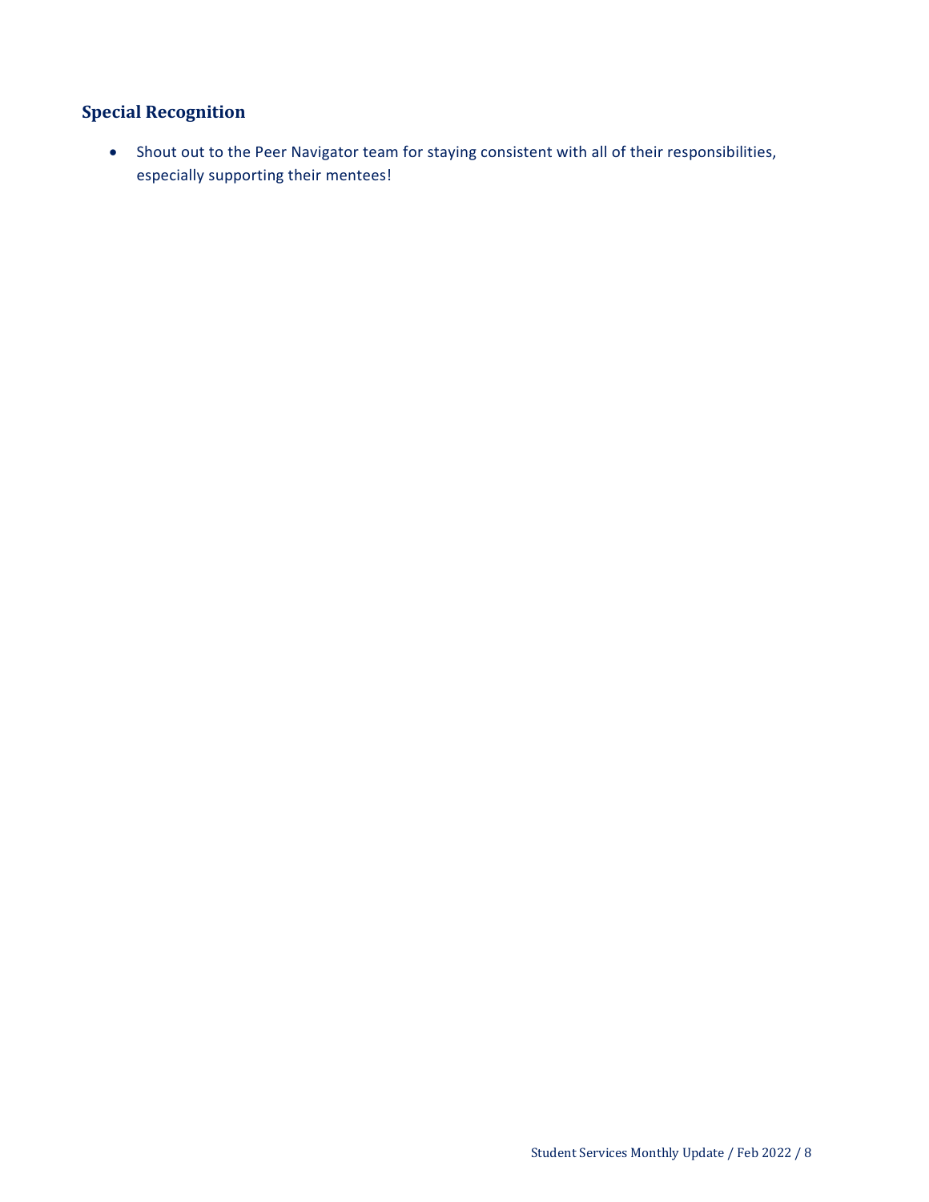## Special Recognition

- Shout out to the Peer Navigator team for staying consistent with all of their responsibilities, especially supporting their mentees!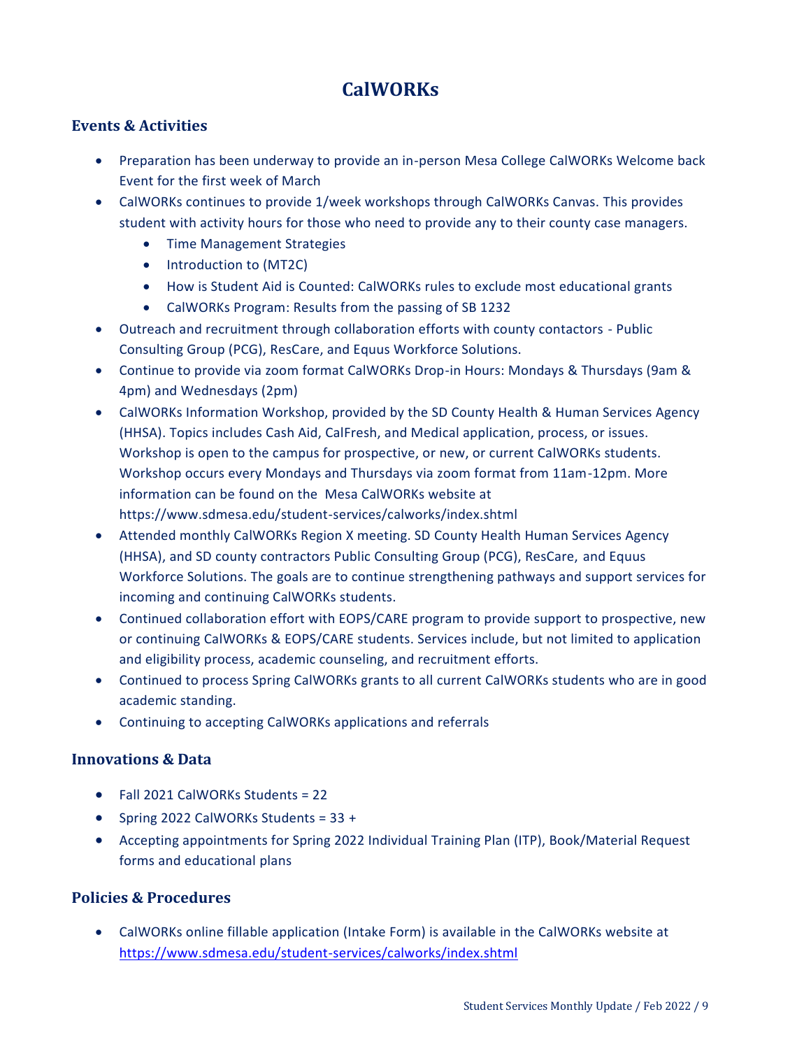# CalWORKs

## Events & Activities

- Preparation has been underway to provide an in-person Mesa College CalWORKs Welcome back Event for the first week of March
- CalWORKs continues to provide 1/week workshops through CalWORKs Canvas. This provides student with activity hours for those who need to provide any to their county case managers.
    - Time Management Strategies
    - Introduction to (MT2C)
    - How is Student Aid is Counted: CalWORKs rules to exclude most educational grants
    - CalWORKs Program: Results from the passing of SB 1232
- Outreach and recruitment through collaboration efforts with county contactors - Public Consulting Group (PCG), ResCare, and Equus Workforce Solutions.
- Continue to provide via zoom format CalWORKs Drop-in Hours: Mondays & Thursdays (9am & 4pm) and Wednesdays (2pm)
- CalWORKs Information Workshop, provided by the SD County Health & Human Services Agency (HHSA). Topics includes Cash Aid, CalFresh, and Medical application, process, or issues. Workshop is open to the campus for prospective, or new, or current CalWORKs students. Workshop occurs every Mondays and Thursdays via zoom format from 11am-12pm. More information can be found on the Mesa CalWORKs website at https://www.sdmesa.edu/student-services/calworks/index.shtml
- Attended monthly CalWORKs Region X meeting. SD County Health Human Services Agency (HHSA), and SD county contractors Public Consulting Group (PCG), ResCare, and Equus Workforce Solutions. The goals are to continue strengthening pathways and support services for incoming and continuing CalWORKs students.
- Continued collaboration effort with EOPS/CARE program to provide support to prospective, new or continuing CalWORKs & EOPS/CARE students. Services include, but not limited to application and eligibility process, academic counseling, and recruitment efforts.
- Continued to process Spring CalWORKs grants to all current CalWORKs students who are in good academic standing.
- Continuing to accepting CalWORKs applications and referrals

## Innovations & Data

- Fall 2021 CalWORKs Students = 22
- Spring 2022 CalWORKs Students = 33 +
- Accepting appointments for Spring 2022 Individual Training Plan (ITP), Book/Material Request forms and educational plans

## Policies & Procedures

- CalWORKs online fillable application (Intake Form) is available in the CalWORKs website at https://www.sdmesa.edu/student-services/calworks/index.shtml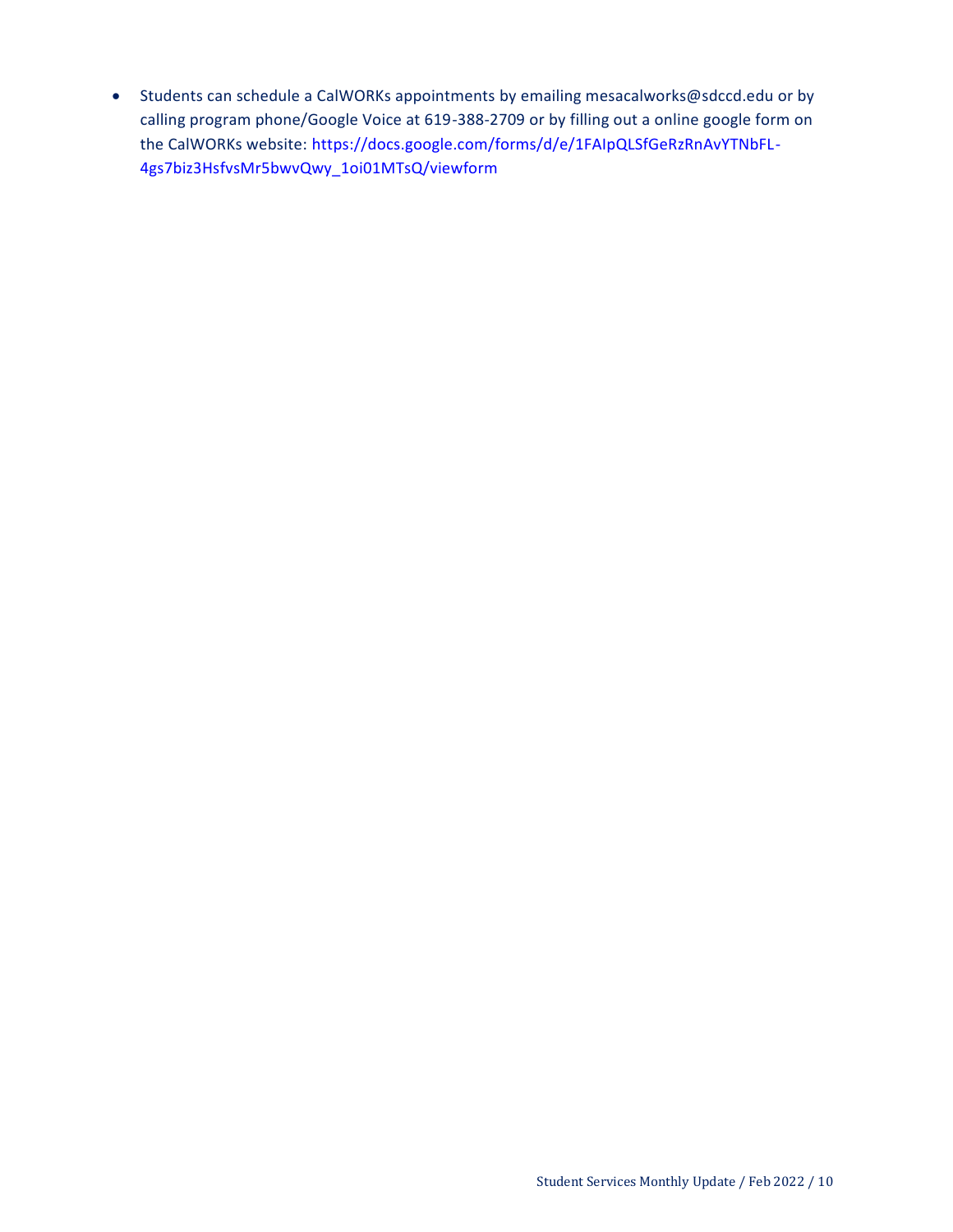- Students can schedule a CalWORKs appointments by emailing mesacalworks@sdccd.edu or by calling program phone/Google Voice at 619-388-2709 or by filling out a online google form on the CalWORKs website: https://docs.google.com/forms/d/e/1FAIpQLSfGeRzRnAvYTNbFL-4gs7biz3HsfvsMr5bwvQwy_1oi01MTsQ/viewform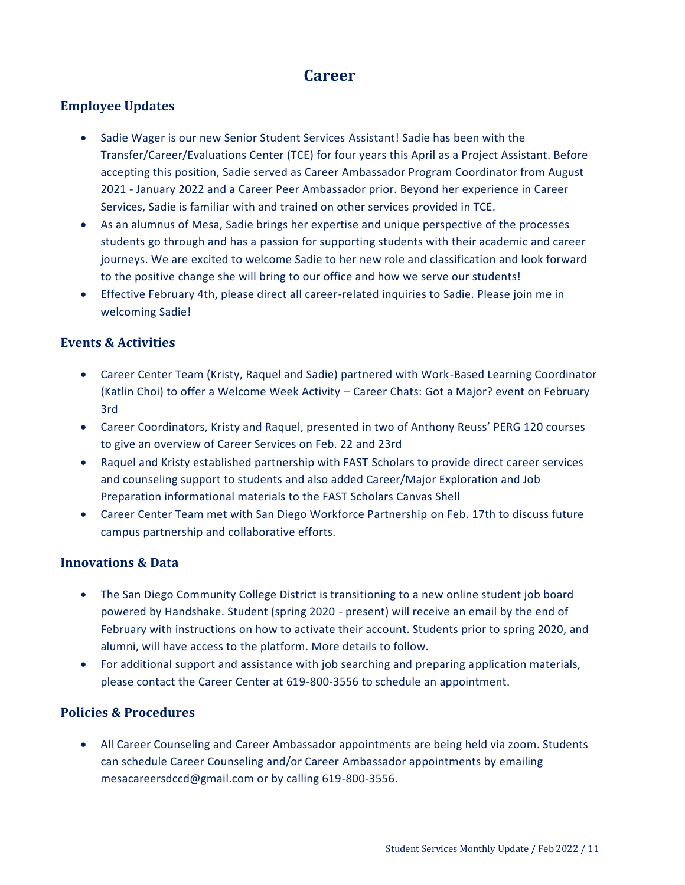# Career

## Employee Updates

- Sadie Wager is our new Senior Student Services Assistant! Sadie has been with the Transfer/Career/Evaluations Center (TCE) for four years this April as a Project Assistant. Before accepting this position, Sadie served as Career Ambassador Program Coordinator from August 2021 - January 2022 and a Career Peer Ambassador prior. Beyond her experience in Career Services, Sadie is familiar with and trained on other services provided in TCE.
- As an alumnus of Mesa, Sadie brings her expertise and unique perspective of the processes students go through and has a passion for supporting students with their academic and career journeys. We are excited to welcome Sadie to her new role and classification and look forward to the positive change she will bring to our office and how we serve our students!
- Effective February 4th, please direct all career-related inquiries to Sadie. Please join me in welcoming Sadie!

## Events & Activities

- Career Center Team (Kristy, Raquel and Sadie) partnered with Work-Based Learning Coordinator (Katlin Choi) to offer a Welcome Week Activity – Career Chats: Got a Major? event on February 3rd
- Career Coordinators, Kristy and Raquel, presented in two of Anthony Reuss' PERG 120 courses to give an overview of Career Services on Feb. 22 and 23rd
- Raquel and Kristy established partnership with FAST Scholars to provide direct career services and counseling support to students and also added Career/Major Exploration and Job Preparation informational materials to the FAST Scholars Canvas Shell
- Career Center Team met with San Diego Workforce Partnership on Feb. 17th to discuss future campus partnership and collaborative efforts.

## Innovations & Data

- The San Diego Community College District is transitioning to a new online student job board powered by Handshake. Student (spring 2020 - present) will receive an email by the end of February with instructions on how to activate their account. Students prior to spring 2020, and alumni, will have access to the platform. More details to follow.
- For additional support and assistance with job searching and preparing application materials, please contact the Career Center at 619-800-3556 to schedule an appointment.

## Policies & Procedures

- All Career Counseling and Career Ambassador appointments are being held via zoom. Students can schedule Career Counseling and/or Career Ambassador appointments by emailing mesacareersdccd@gmail.com or by calling 619-800-3556.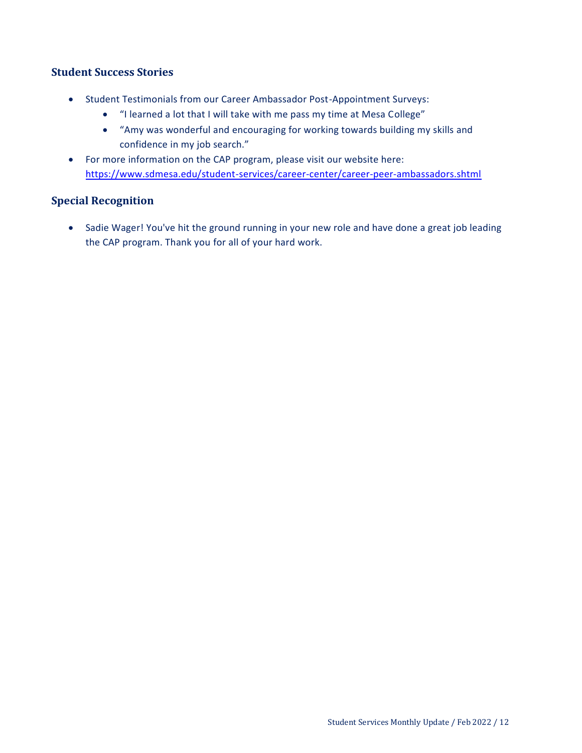## Student Success Stories

- Student Testimonials from our Career Ambassador Post-Appointment Surveys:
    - "I learned a lot that I will take with me pass my time at Mesa College"
    - "Amy was wonderful and encouraging for working towards building my skills and confidence in my job search."
- For more information on the CAP program, please visit our website here: [https://www.sdmesa.edu/student-services/career-center/career-peer-ambassadors.shtml](https://www.sdmesa.edu/student-services/career-center/career-peer-ambassadors.shtml)

## Special Recognition

- Sadie Wager! You've hit the ground running in your new role and have done a great job leading the CAP program. Thank you for all of your hard work.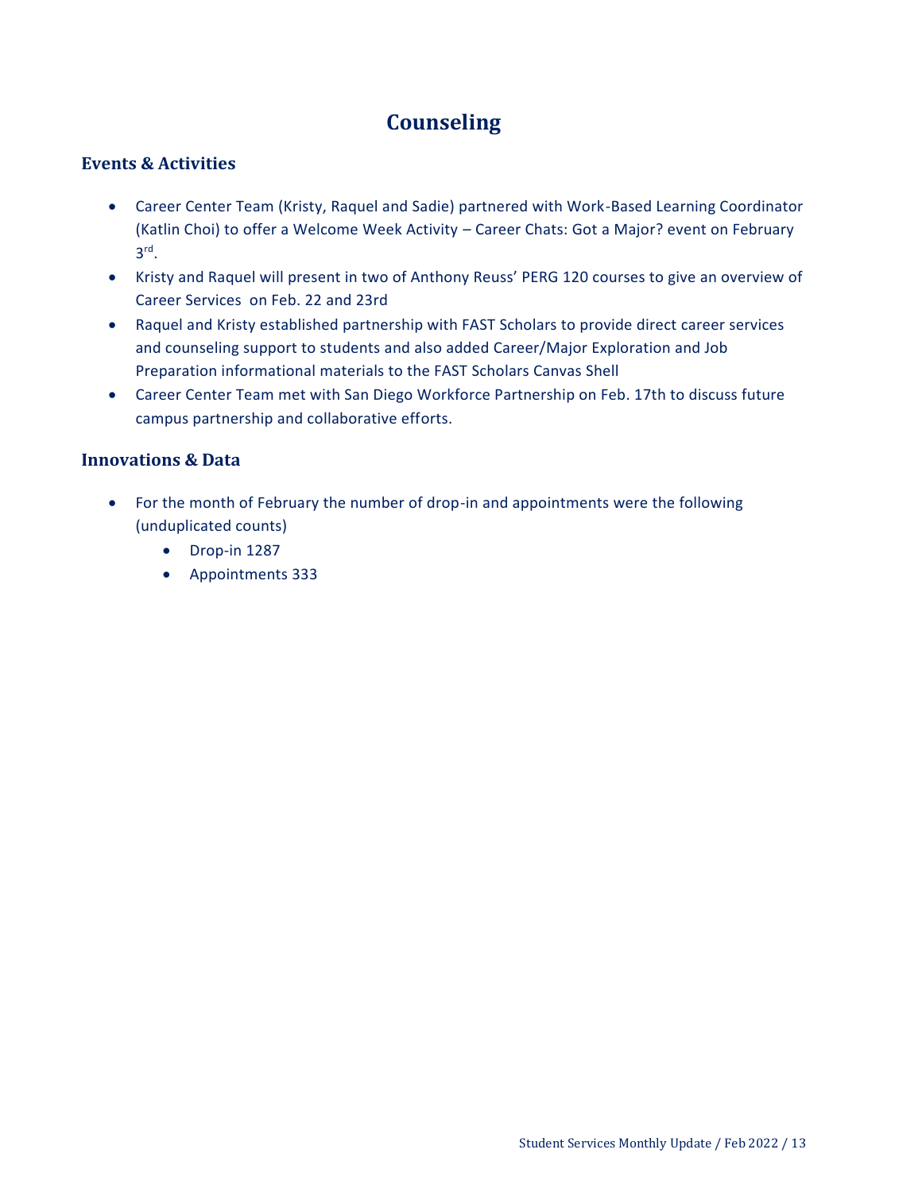# Counseling

## Events & Activities

- Career Center Team (Kristy, Raquel and Sadie) partnered with Work-Based Learning Coordinator (Katlin Choi) to offer a Welcome Week Activity – Career Chats: Got a Major? event on February 3rd.
- Kristy and Raquel will present in two of Anthony Reuss' PERG 120 courses to give an overview of Career Services on Feb. 22 and 23rd
- Raquel and Kristy established partnership with FAST Scholars to provide direct career services and counseling support to students and also added Career/Major Exploration and Job Preparation informational materials to the FAST Scholars Canvas Shell
- Career Center Team met with San Diego Workforce Partnership on Feb. 17th to discuss future campus partnership and collaborative efforts.

## Innovations & Data

- For the month of February the number of drop-in and appointments were the following (unduplicated counts)
  - Drop-in 1287
  - Appointments 333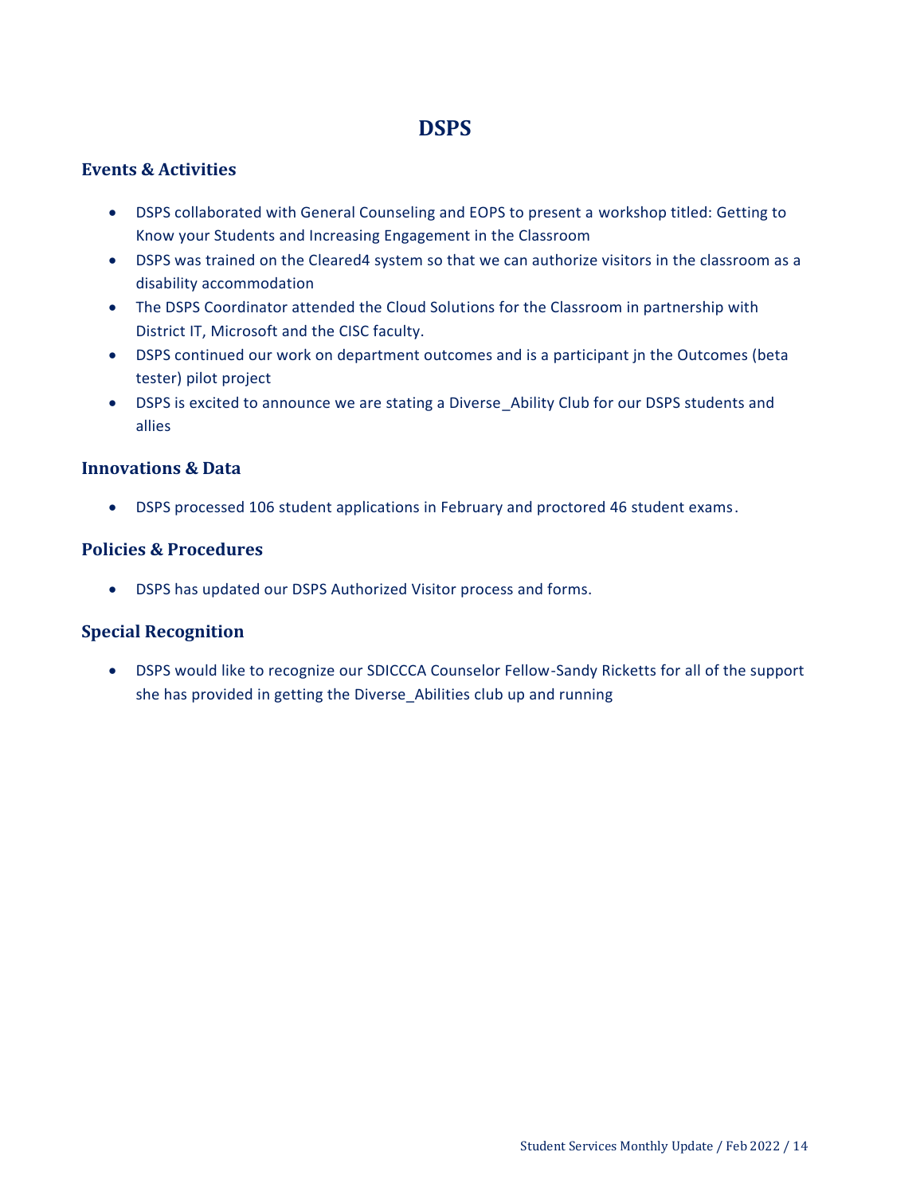# DSPS

## Events & Activities

- DSPS collaborated with General Counseling and EOPS to present a workshop titled: Getting to Know your Students and Increasing Engagement in the Classroom
- DSPS was trained on the Cleared4 system so that we can authorize visitors in the classroom as a disability accommodation
- The DSPS Coordinator attended the Cloud Solutions for the Classroom in partnership with District IT, Microsoft and the CISC faculty.
- DSPS continued our work on department outcomes and is a participant jn the Outcomes (beta tester) pilot project
- DSPS is excited to announce we are stating a Diverse_Ability Club for our DSPS students and allies

## Innovations & Data

- DSPS processed 106 student applications in February and proctored 46 student exams.

## Policies & Procedures

- DSPS has updated our DSPS Authorized Visitor process and forms.

## Special Recognition

- DSPS would like to recognize our SDICCCA Counselor Fellow-Sandy Ricketts for all of the support she has provided in getting the Diverse_Abilities club up and running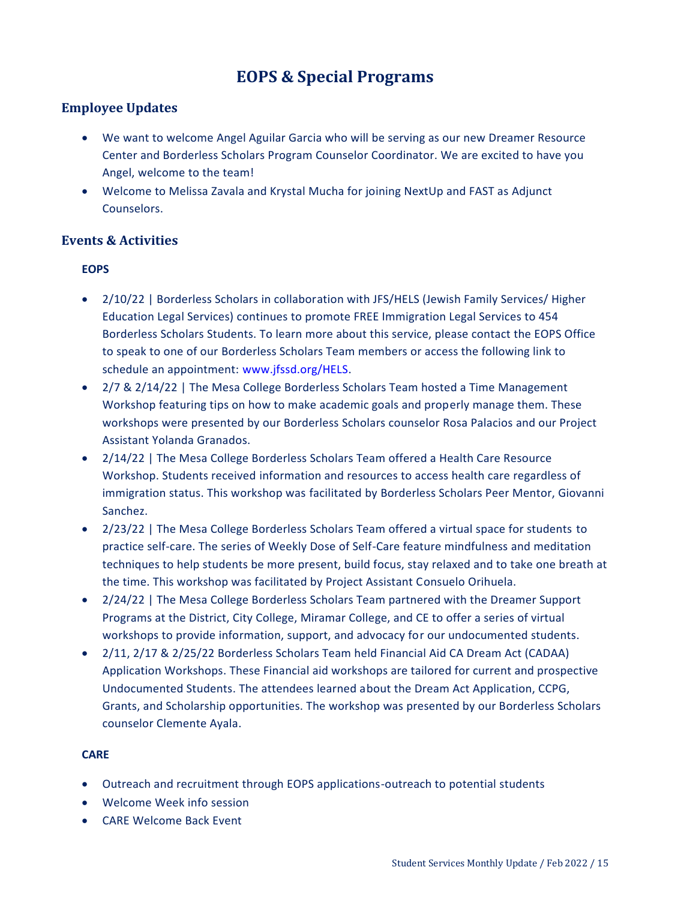# EOPS & Special Programs

## Employee Updates

- We want to welcome Angel Aguilar Garcia who will be serving as our new Dreamer Resource Center and Borderless Scholars Program Counselor Coordinator. We are excited to have you Angel, welcome to the team!
- Welcome to Melissa Zavala and Krystal Mucha for joining NextUp and FAST as Adjunct Counselors.

## Events & Activities

### EOPS

- 2/10/22 | Borderless Scholars in collaboration with JFS/HELS (Jewish Family Services/ Higher Education Legal Services) continues to promote FREE Immigration Legal Services to 454 Borderless Scholars Students. To learn more about this service, please contact the EOPS Office to speak to one of our Borderless Scholars Team members or access the following link to schedule an appointment: www.jfssd.org/HELS.
- 2/7 & 2/14/22 | The Mesa College Borderless Scholars Team hosted a Time Management Workshop featuring tips on how to make academic goals and properly manage them. These workshops were presented by our Borderless Scholars counselor Rosa Palacios and our Project Assistant Yolanda Granados.
- 2/14/22 | The Mesa College Borderless Scholars Team offered a Health Care Resource Workshop. Students received information and resources to access health care regardless of immigration status. This workshop was facilitated by Borderless Scholars Peer Mentor, Giovanni Sanchez.
- 2/23/22 | The Mesa College Borderless Scholars Team offered a virtual space for students to practice self-care. The series of Weekly Dose of Self-Care feature mindfulness and meditation techniques to help students be more present, build focus, stay relaxed and to take one breath at the time. This workshop was facilitated by Project Assistant Consuelo Orihuela.
- 2/24/22 | The Mesa College Borderless Scholars Team partnered with the Dreamer Support Programs at the District, City College, Miramar College, and CE to offer a series of virtual workshops to provide information, support, and advocacy for our undocumented students.
- 2/11, 2/17 & 2/25/22 Borderless Scholars Team held Financial Aid CA Dream Act (CADAA) Application Workshops. These Financial aid workshops are tailored for current and prospective Undocumented Students. The attendees learned about the Dream Act Application, CCPG, Grants, and Scholarship opportunities. The workshop was presented by our Borderless Scholars counselor Clemente Ayala.

### CARE

- Outreach and recruitment through EOPS applications-outreach to potential students
- Welcome Week info session
- CARE Welcome Back Event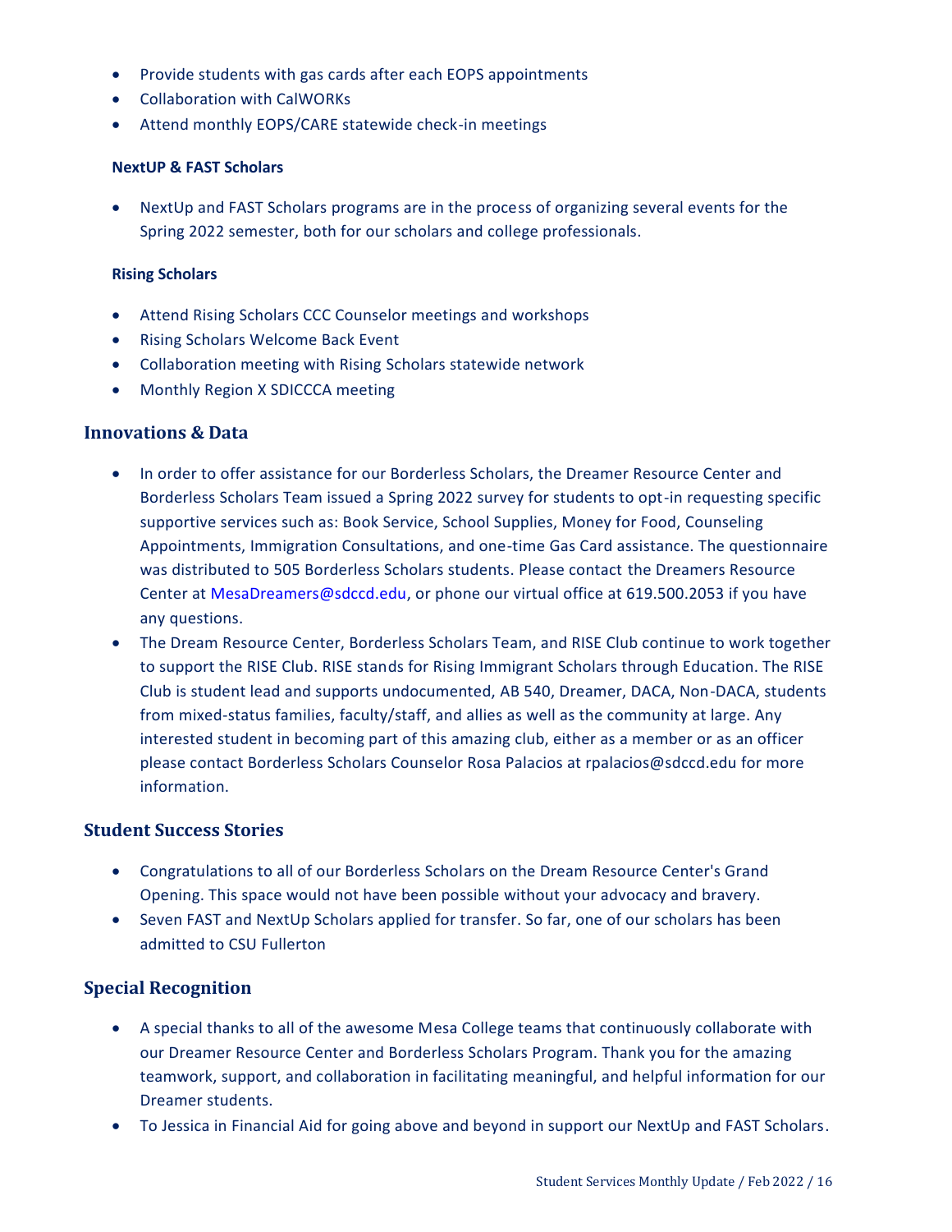- Provide students with gas cards after each EOPS appointments
- Collaboration with CalWORKs
- Attend monthly EOPS/CARE statewide check-in meetings

#### NextUP & FAST Scholars

- NextUp and FAST Scholars programs are in the process of organizing several events for the Spring 2022 semester, both for our scholars and college professionals.

#### Rising Scholars

- Attend Rising Scholars CCC Counselor meetings and workshops
- Rising Scholars Welcome Back Event
- Collaboration meeting with Rising Scholars statewide network
- Monthly Region X SDICCCA meeting

### Innovations & Data

- In order to offer assistance for our Borderless Scholars, the Dreamer Resource Center and Borderless Scholars Team issued a Spring 2022 survey for students to opt-in requesting specific supportive services such as: Book Service, School Supplies, Money for Food, Counseling Appointments, Immigration Consultations, and one-time Gas Card assistance. The questionnaire was distributed to 505 Borderless Scholars students. Please contact the Dreamers Resource Center at MesaDreamers@sdccd.edu, or phone our virtual office at 619.500.2053 if you have any questions.
- The Dream Resource Center, Borderless Scholars Team, and RISE Club continue to work together to support the RISE Club. RISE stands for Rising Immigrant Scholars through Education. The RISE Club is student lead and supports undocumented, AB 540, Dreamer, DACA, Non-DACA, students from mixed-status families, faculty/staff, and allies as well as the community at large. Any interested student in becoming part of this amazing club, either as a member or as an officer please contact Borderless Scholars Counselor Rosa Palacios at rpalacios@sdccd.edu for more information.

### Student Success Stories

- Congratulations to all of our Borderless Scholars on the Dream Resource Center's Grand Opening. This space would not have been possible without your advocacy and bravery.
- Seven FAST and NextUp Scholars applied for transfer. So far, one of our scholars has been admitted to CSU Fullerton

### Special Recognition

- A special thanks to all of the awesome Mesa College teams that continuously collaborate with our Dreamer Resource Center and Borderless Scholars Program. Thank you for the amazing teamwork, support, and collaboration in facilitating meaningful, and helpful information for our Dreamer students.
- To Jessica in Financial Aid for going above and beyond in support our NextUp and FAST Scholars.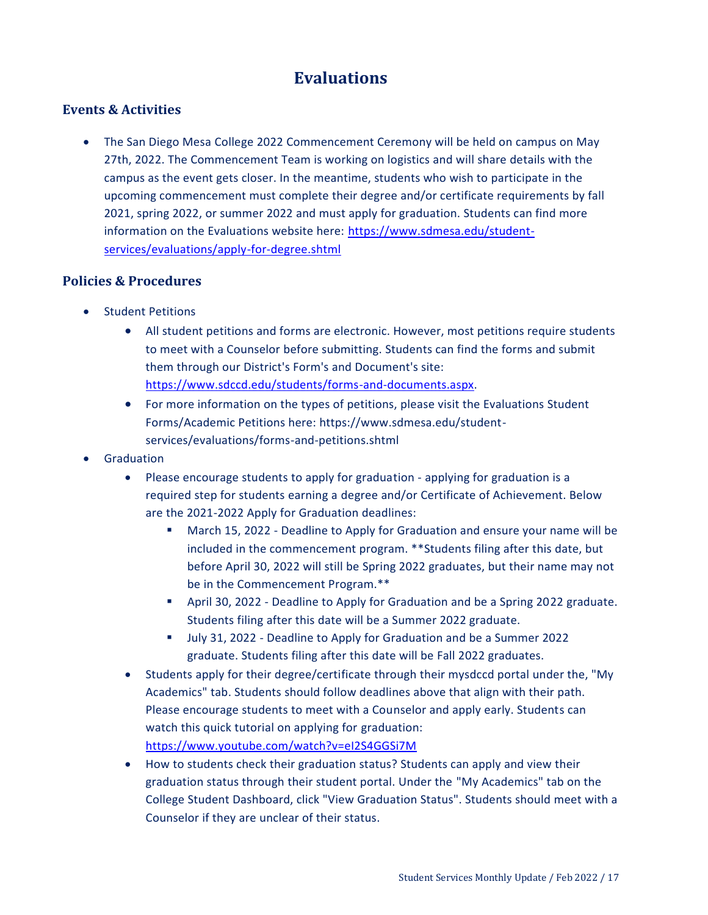# Evaluations

## Events & Activities

- The San Diego Mesa College 2022 Commencement Ceremony will be held on campus on May 27th, 2022. The Commencement Team is working on logistics and will share details with the campus as the event gets closer. In the meantime, students who wish to participate in the upcoming commencement must complete their degree and/or certificate requirements by fall 2021, spring 2022, or summer 2022 and must apply for graduation. Students can find more information on the Evaluations website here: [https://www.sdmesa.edu/student-services/evaluations/apply-for-degree.shtml](https://www.sdmesa.edu/student-services/evaluations/apply-for-degree.shtml)

## Policies & Procedures

- Student Petitions
  - All student petitions and forms are electronic. However, most petitions require students to meet with a Counselor before submitting. Students can find the forms and submit them through our District's Form's and Document's site: [https://www.sdccd.edu/students/forms-and-documents.aspx](https://www.sdccd.edu/students/forms-and-documents.aspx).
  - For more information on the types of petitions, please visit the Evaluations Student Forms/Academic Petitions here: https://www.sdmesa.edu/student-services/evaluations/forms-and-petitions.shtml
- Graduation
  - Please encourage students to apply for graduation - applying for graduation is a required step for students earning a degree and/or Certificate of Achievement. Below are the 2021-2022 Apply for Graduation deadlines:
    - March 15, 2022 - Deadline to Apply for Graduation and ensure your name will be included in the commencement program. **Students filing after this date, but before April 30, 2022 will still be Spring 2022 graduates, but their name may not be in the Commencement Program.**
    - April 30, 2022 - Deadline to Apply for Graduation and be a Spring 2022 graduate. Students filing after this date will be a Summer 2022 graduate.
    - July 31, 2022 - Deadline to Apply for Graduation and be a Summer 2022 graduate. Students filing after this date will be Fall 2022 graduates.
  - Students apply for their degree/certificate through their mysdccd portal under the, "My Academics" tab. Students should follow deadlines above that align with their path. Please encourage students to meet with a Counselor and apply early. Students can watch this quick tutorial on applying for graduation: [https://www.youtube.com/watch?v=eI2S4GGSi7M](https://www.youtube.com/watch?v=eI2S4GGSi7M)
  - How to students check their graduation status? Students can apply and view their graduation status through their student portal. Under the "My Academics" tab on the College Student Dashboard, click "View Graduation Status". Students should meet with a Counselor if they are unclear of their status.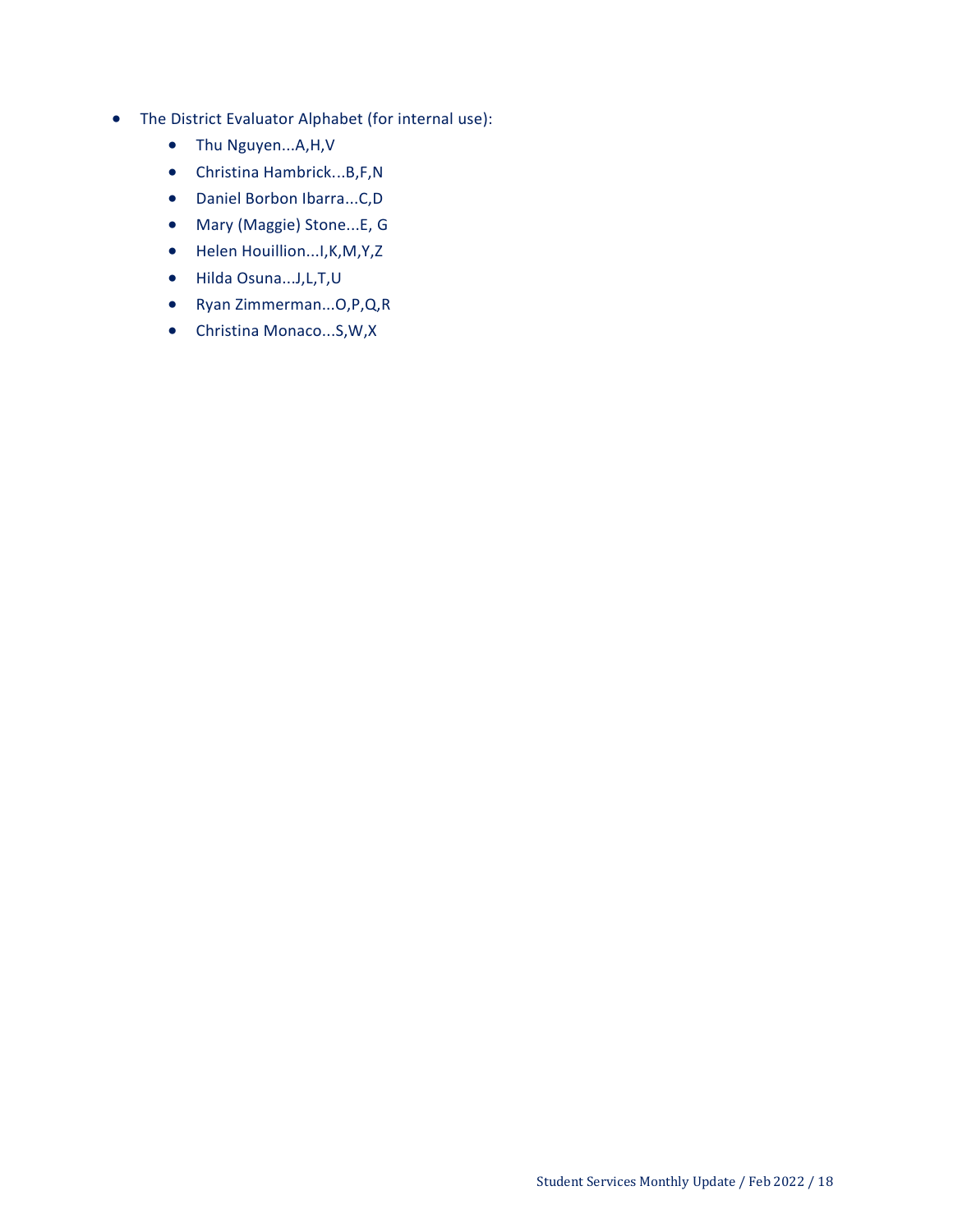- The District Evaluator Alphabet (for internal use):
    - Thu Nguyen...A,H,V
    - Christina Hambrick...B,F,N
    - Daniel Borbon Ibarra...C,D
    - Mary (Maggie) Stone...E, G
    - Helen Houillion...I,K,M,Y,Z
    - Hilda Osuna...J,L,T,U
    - Ryan Zimmerman...O,P,Q,R
    - Christina Monaco...S,W,X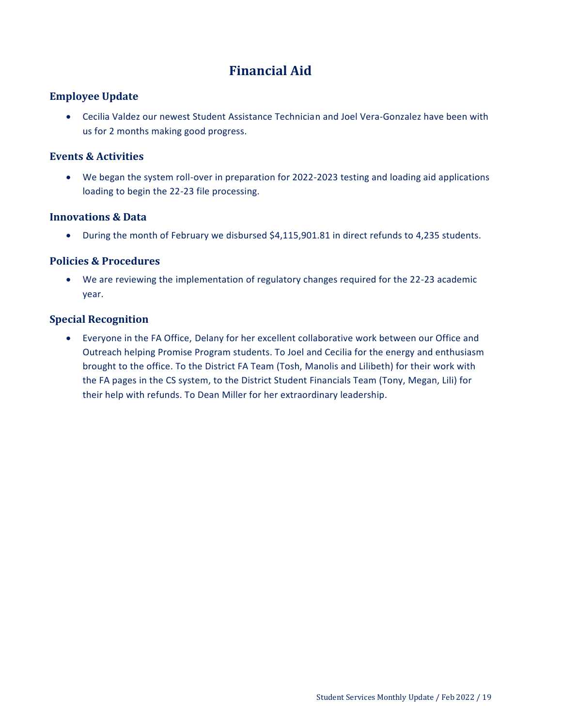# Financial Aid

## Employee Update

- Cecilia Valdez our newest Student Assistance Technician and Joel Vera-Gonzalez have been with us for 2 months making good progress.

## Events & Activities

- We began the system roll-over in preparation for 2022-2023 testing and loading aid applications loading to begin the 22-23 file processing.

## Innovations & Data

- During the month of February we disbursed $4,115,901.81 in direct refunds to 4,235 students.

## Policies & Procedures

- We are reviewing the implementation of regulatory changes required for the 22-23 academic year.

## Special Recognition

- Everyone in the FA Office, Delany for her excellent collaborative work between our Office and Outreach helping Promise Program students. To Joel and Cecilia for the energy and enthusiasm brought to the office. To the District FA Team (Tosh, Manolis and Lilibeth) for their work with the FA pages in the CS system, to the District Student Financials Team (Tony, Megan, Lili) for their help with refunds. To Dean Miller for her extraordinary leadership.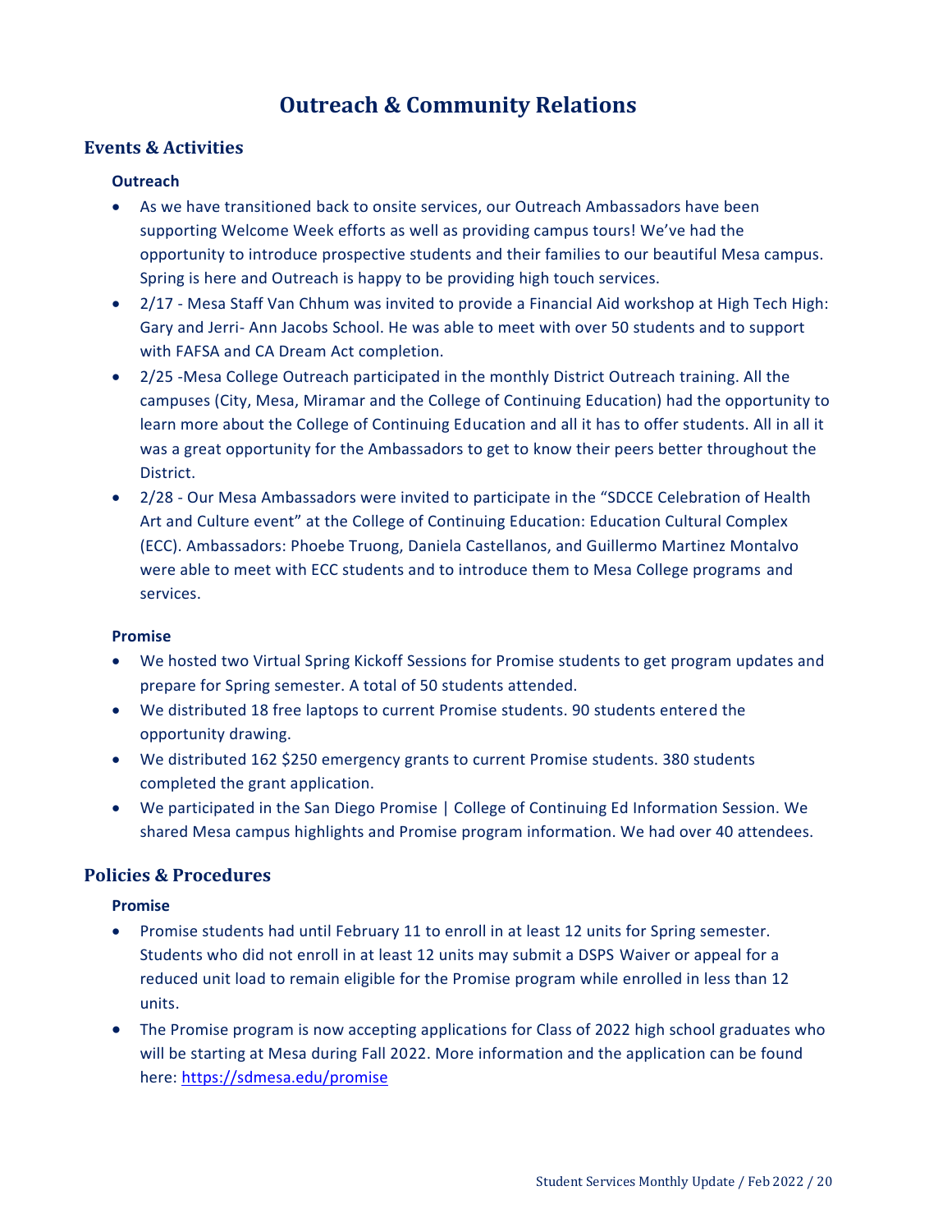# Outreach & Community Relations

## Events & Activities

### Outreach

- As we have transitioned back to onsite services, our Outreach Ambassadors have been supporting Welcome Week efforts as well as providing campus tours! We've had the opportunity to introduce prospective students and their families to our beautiful Mesa campus. Spring is here and Outreach is happy to be providing high touch services.
- 2/17 - Mesa Staff Van Chhum was invited to provide a Financial Aid workshop at High Tech High: Gary and Jerri- Ann Jacobs School. He was able to meet with over 50 students and to support with FAFSA and CA Dream Act completion.
- 2/25 -Mesa College Outreach participated in the monthly District Outreach training. All the campuses (City, Mesa, Miramar and the College of Continuing Education) had the opportunity to learn more about the College of Continuing Education and all it has to offer students. All in all it was a great opportunity for the Ambassadors to get to know their peers better throughout the District.
- 2/28 - Our Mesa Ambassadors were invited to participate in the "SDCCE Celebration of Health Art and Culture event" at the College of Continuing Education: Education Cultural Complex (ECC). Ambassadors: Phoebe Truong, Daniela Castellanos, and Guillermo Martinez Montalvo were able to meet with ECC students and to introduce them to Mesa College programs and services.

### Promise

- We hosted two Virtual Spring Kickoff Sessions for Promise students to get program updates and prepare for Spring semester. A total of 50 students attended.
- We distributed 18 free laptops to current Promise students. 90 students entered the opportunity drawing.
- We distributed 162 $250 emergency grants to current Promise students. 380 students completed the grant application.
- We participated in the San Diego Promise | College of Continuing Ed Information Session. We shared Mesa campus highlights and Promise program information. We had over 40 attendees.

## Policies & Procedures

### Promise

- Promise students had until February 11 to enroll in at least 12 units for Spring semester. Students who did not enroll in at least 12 units may submit a DSPS Waiver or appeal for a reduced unit load to remain eligible for the Promise program while enrolled in less than 12 units.
- The Promise program is now accepting applications for Class of 2022 high school graduates who will be starting at Mesa during Fall 2022. More information and the application can be found here: https://sdmesa.edu/promise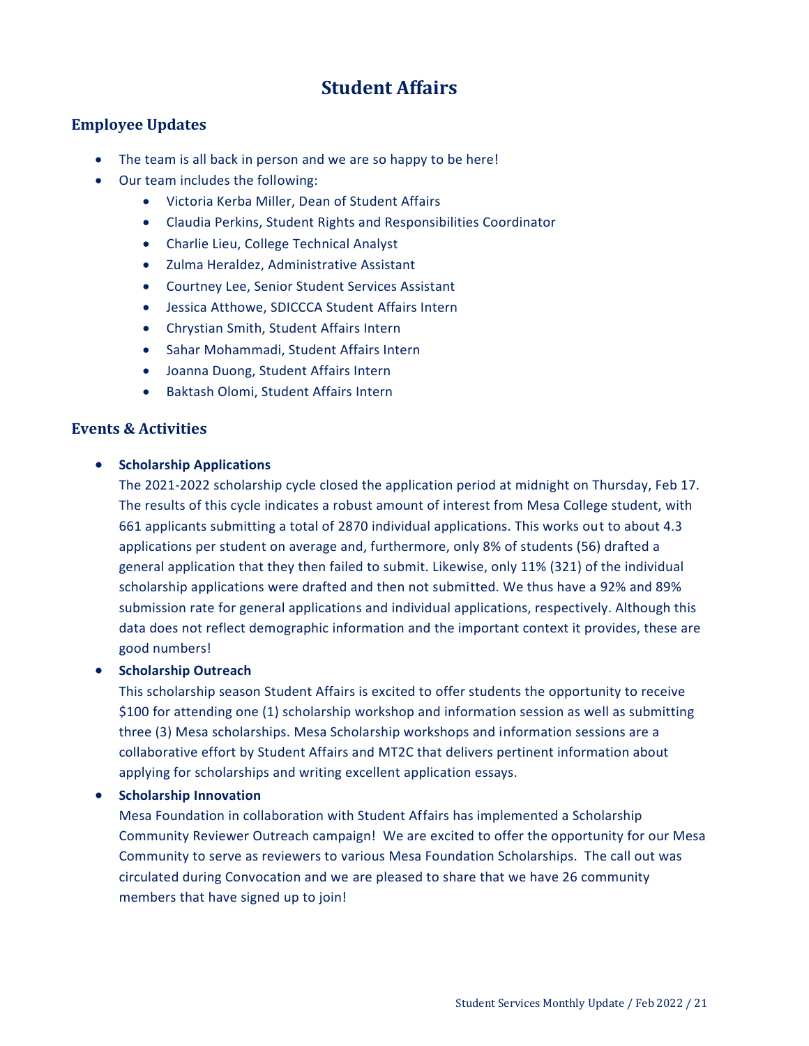# Student Affairs

## Employee Updates

- The team is all back in person and we are so happy to be here!
- Our team includes the following:
  - Victoria Kerba Miller, Dean of Student Affairs
  - Claudia Perkins, Student Rights and Responsibilities Coordinator
  - Charlie Lieu, College Technical Analyst
  - Zulma Heraldez, Administrative Assistant
  - Courtney Lee, Senior Student Services Assistant
  - Jessica Atthowe, SDICCCA Student Affairs Intern
  - Chrystian Smith, Student Affairs Intern
  - Sahar Mohammadi, Student Affairs Intern
  - Joanna Duong, Student Affairs Intern
  - Baktash Olomi, Student Affairs Intern

## Events & Activities

- **Scholarship Applications**
  The 2021-2022 scholarship cycle closed the application period at midnight on Thursday, Feb 17. The results of this cycle indicates a robust amount of interest from Mesa College student, with 661 applicants submitting a total of 2870 individual applications. This works out to about 4.3 applications per student on average and, furthermore, only 8% of students (56) drafted a general application that they then failed to submit. Likewise, only 11% (321) of the individual scholarship applications were drafted and then not submitted. We thus have a 92% and 89% submission rate for general applications and individual applications, respectively. Although this data does not reflect demographic information and the important context it provides, these are good numbers!
- **Scholarship Outreach**
  This scholarship season Student Affairs is excited to offer students the opportunity to receive $100 for attending one (1) scholarship workshop and information session as well as submitting three (3) Mesa scholarships. Mesa Scholarship workshops and information sessions are a collaborative effort by Student Affairs and MT2C that delivers pertinent information about applying for scholarships and writing excellent application essays.
- **Scholarship Innovation**
  Mesa Foundation in collaboration with Student Affairs has implemented a Scholarship Community Reviewer Outreach campaign! We are excited to offer the opportunity for our Mesa Community to serve as reviewers to various Mesa Foundation Scholarships. The call out was circulated during Convocation and we are pleased to share that we have 26 community members that have signed up to join!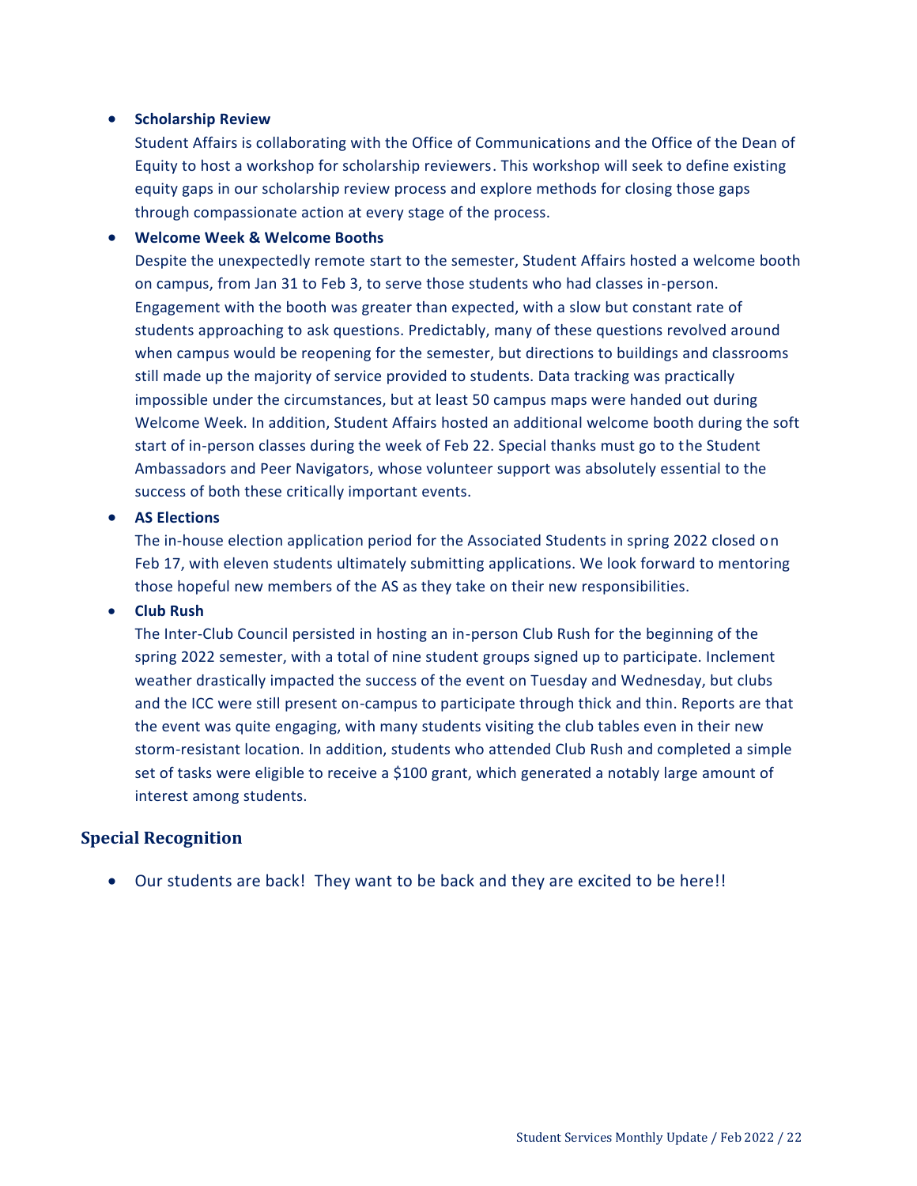- **Scholarship Review**

  Student Affairs is collaborating with the Office of Communications and the Office of the Dean of Equity to host a workshop for scholarship reviewers. This workshop will seek to define existing equity gaps in our scholarship review process and explore methods for closing those gaps through compassionate action at every stage of the process.

- **Welcome Week & Welcome Booths**

  Despite the unexpectedly remote start to the semester, Student Affairs hosted a welcome booth on campus, from Jan 31 to Feb 3, to serve those students who had classes in-person. Engagement with the booth was greater than expected, with a slow but constant rate of students approaching to ask questions. Predictably, many of these questions revolved around when campus would be reopening for the semester, but directions to buildings and classrooms still made up the majority of service provided to students. Data tracking was practically impossible under the circumstances, but at least 50 campus maps were handed out during Welcome Week. In addition, Student Affairs hosted an additional welcome booth during the soft start of in-person classes during the week of Feb 22. Special thanks must go to the Student Ambassadors and Peer Navigators, whose volunteer support was absolutely essential to the success of both these critically important events.

- **AS Elections**

  The in-house election application period for the Associated Students in spring 2022 closed on Feb 17, with eleven students ultimately submitting applications. We look forward to mentoring those hopeful new members of the AS as they take on their new responsibilities.

- **Club Rush**

  The Inter-Club Council persisted in hosting an in-person Club Rush for the beginning of the spring 2022 semester, with a total of nine student groups signed up to participate. Inclement weather drastically impacted the success of the event on Tuesday and Wednesday, but clubs and the ICC were still present on-campus to participate through thick and thin. Reports are that the event was quite engaging, with many students visiting the club tables even in their new storm-resistant location. In addition, students who attended Club Rush and completed a simple set of tasks were eligible to receive a $100 grant, which generated a notably large amount of interest among students.

## Special Recognition

- Our students are back! They want to be back and they are excited to be here!!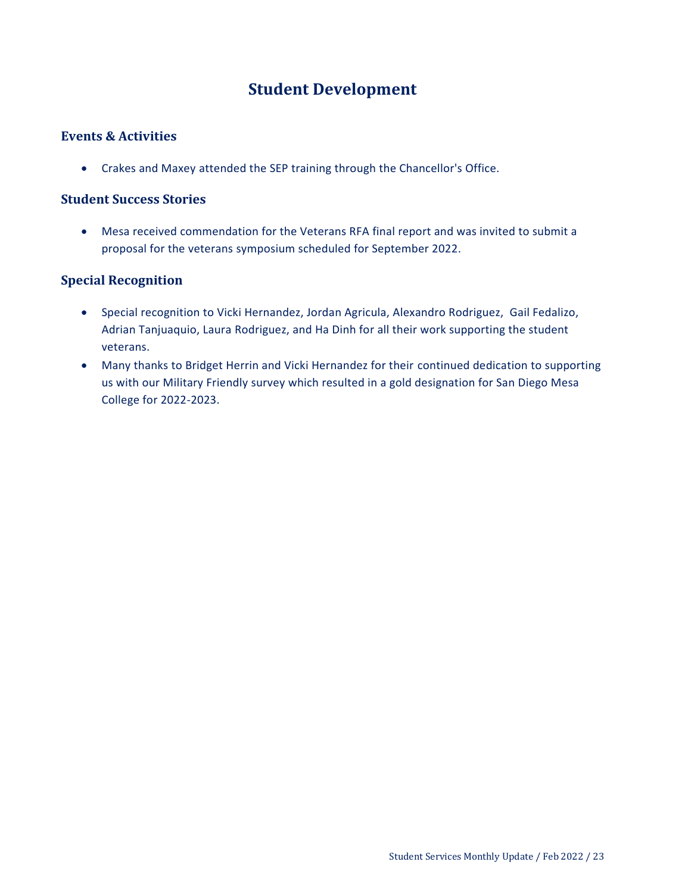# Student Development

## Events & Activities

- Crakes and Maxey attended the SEP training through the Chancellor's Office.

## Student Success Stories

- Mesa received commendation for the Veterans RFA final report and was invited to submit a proposal for the veterans symposium scheduled for September 2022.

## Special Recognition

- Special recognition to Vicki Hernandez, Jordan Agricula, Alexandro Rodriguez, Gail Fedalizo, Adrian Tanjuaquio, Laura Rodriguez, and Ha Dinh for all their work supporting the student veterans.
- Many thanks to Bridget Herrin and Vicki Hernandez for their continued dedication to supporting us with our Military Friendly survey which resulted in a gold designation for San Diego Mesa College for 2022-2023.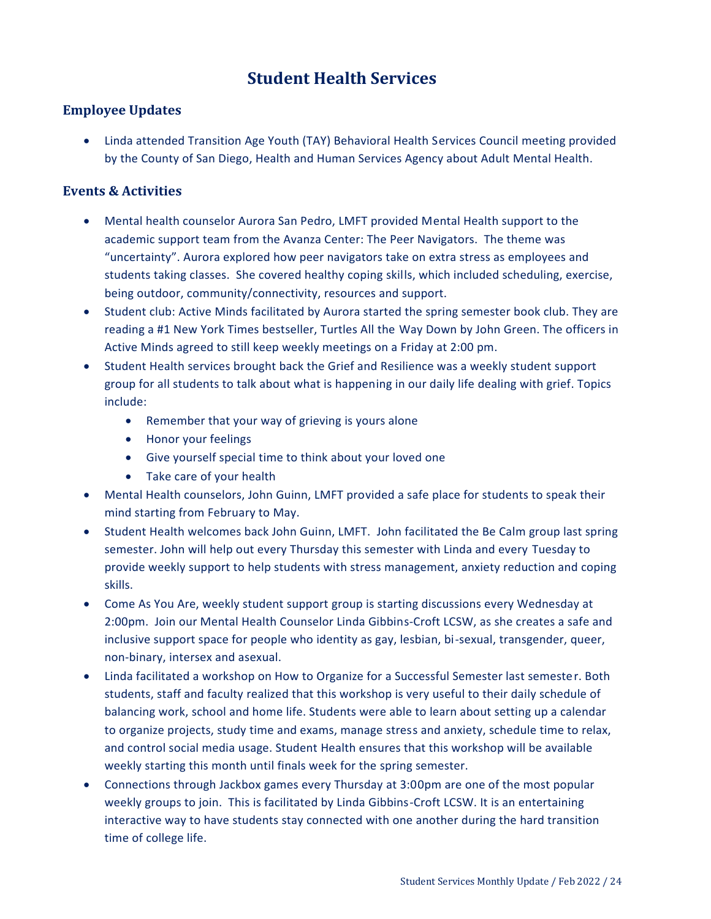# Student Health Services

## Employee Updates

- Linda attended Transition Age Youth (TAY) Behavioral Health Services Council meeting provided by the County of San Diego, Health and Human Services Agency about Adult Mental Health.

## Events & Activities

- Mental health counselor Aurora San Pedro, LMFT provided Mental Health support to the academic support team from the Avanza Center: The Peer Navigators. The theme was "uncertainty". Aurora explored how peer navigators take on extra stress as employees and students taking classes. She covered healthy coping skills, which included scheduling, exercise, being outdoor, community/connectivity, resources and support.
- Student club: Active Minds facilitated by Aurora started the spring semester book club. They are reading a #1 New York Times bestseller, Turtles All the Way Down by John Green. The officers in Active Minds agreed to still keep weekly meetings on a Friday at 2:00 pm.
- Student Health services brought back the Grief and Resilience was a weekly student support group for all students to talk about what is happening in our daily life dealing with grief. Topics include:
  - Remember that your way of grieving is yours alone
  - Honor your feelings
  - Give yourself special time to think about your loved one
  - Take care of your health
- Mental Health counselors, John Guinn, LMFT provided a safe place for students to speak their mind starting from February to May.
- Student Health welcomes back John Guinn, LMFT. John facilitated the Be Calm group last spring semester. John will help out every Thursday this semester with Linda and every Tuesday to provide weekly support to help students with stress management, anxiety reduction and coping skills.
- Come As You Are, weekly student support group is starting discussions every Wednesday at 2:00pm. Join our Mental Health Counselor Linda Gibbins-Croft LCSW, as she creates a safe and inclusive support space for people who identity as gay, lesbian, bi-sexual, transgender, queer, non-binary, intersex and asexual.
- Linda facilitated a workshop on How to Organize for a Successful Semester last semester. Both students, staff and faculty realized that this workshop is very useful to their daily schedule of balancing work, school and home life. Students were able to learn about setting up a calendar to organize projects, study time and exams, manage stress and anxiety, schedule time to relax, and control social media usage. Student Health ensures that this workshop will be available weekly starting this month until finals week for the spring semester.
- Connections through Jackbox games every Thursday at 3:00pm are one of the most popular weekly groups to join. This is facilitated by Linda Gibbins-Croft LCSW. It is an entertaining interactive way to have students stay connected with one another during the hard transition time of college life.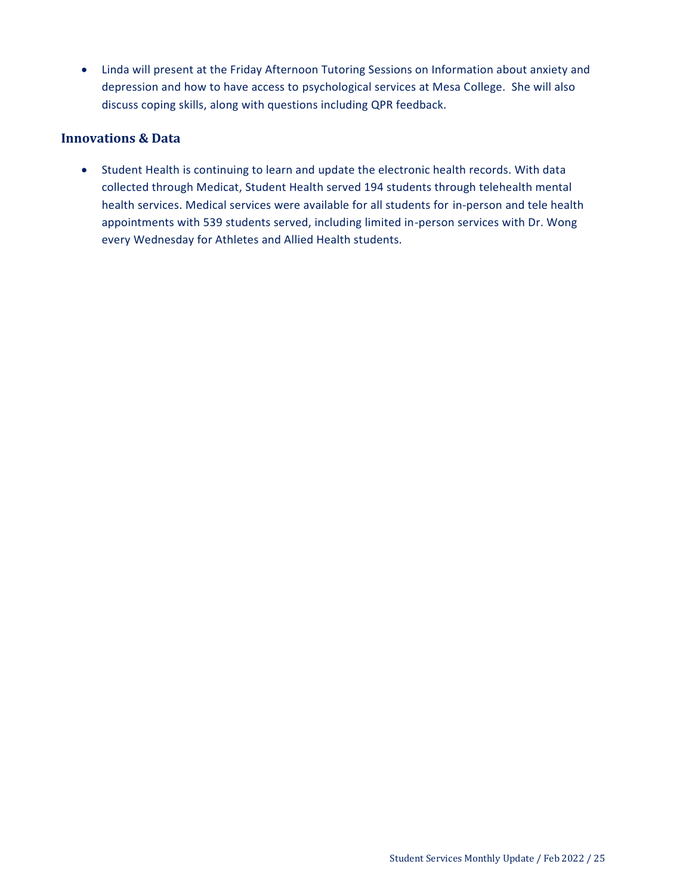- Linda will present at the Friday Afternoon Tutoring Sessions on Information about anxiety and depression and how to have access to psychological services at Mesa College. She will also discuss coping skills, along with questions including QPR feedback.

### Innovations & Data

- Student Health is continuing to learn and update the electronic health records. With data collected through Medicat, Student Health served 194 students through telehealth mental health services. Medical services were available for all students for in-person and tele health appointments with 539 students served, including limited in-person services with Dr. Wong every Wednesday for Athletes and Allied Health students.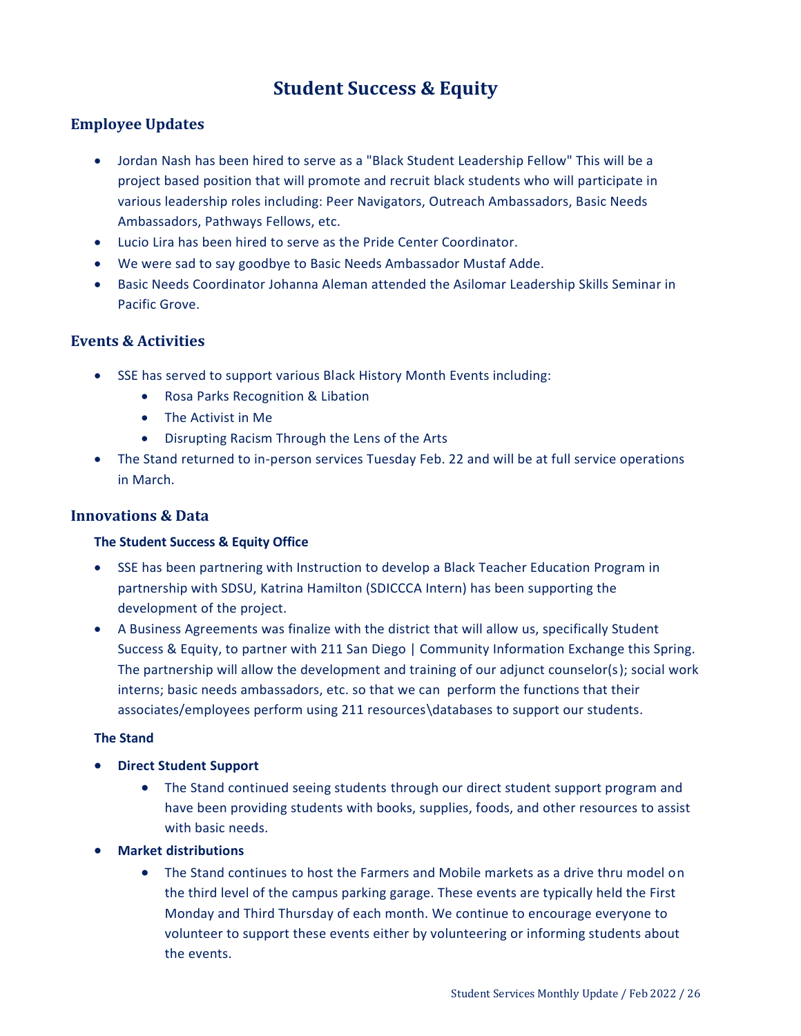# Student Success & Equity

## Employee Updates

- Jordan Nash has been hired to serve as a "Black Student Leadership Fellow" This will be a project based position that will promote and recruit black students who will participate in various leadership roles including: Peer Navigators, Outreach Ambassadors, Basic Needs Ambassadors, Pathways Fellows, etc.
- Lucio Lira has been hired to serve as the Pride Center Coordinator.
- We were sad to say goodbye to Basic Needs Ambassador Mustaf Adde.
- Basic Needs Coordinator Johanna Aleman attended the Asilomar Leadership Skills Seminar in Pacific Grove.

## Events & Activities

- SSE has served to support various Black History Month Events including:
  - Rosa Parks Recognition & Libation
  - The Activist in Me
  - Disrupting Racism Through the Lens of the Arts
- The Stand returned to in-person services Tuesday Feb. 22 and will be at full service operations in March.

## Innovations & Data

### The Student Success & Equity Office

- SSE has been partnering with Instruction to develop a Black Teacher Education Program in partnership with SDSU, Katrina Hamilton (SDICCCA Intern) has been supporting the development of the project.
- A Business Agreements was finalize with the district that will allow us, specifically Student Success & Equity, to partner with 211 San Diego | Community Information Exchange this Spring. The partnership will allow the development and training of our adjunct counselor(s); social work interns; basic needs ambassadors, etc. so that we can perform the functions that their associates/employees perform using 211 resources\databases to support our students.

### The Stand

- **Direct Student Support**
  - The Stand continued seeing students through our direct student support program and have been providing students with books, supplies, foods, and other resources to assist with basic needs.
- **Market distributions**
  - The Stand continues to host the Farmers and Mobile markets as a drive thru model on the third level of the campus parking garage. These events are typically held the First Monday and Third Thursday of each month. We continue to encourage everyone to volunteer to support these events either by volunteering or informing students about the events.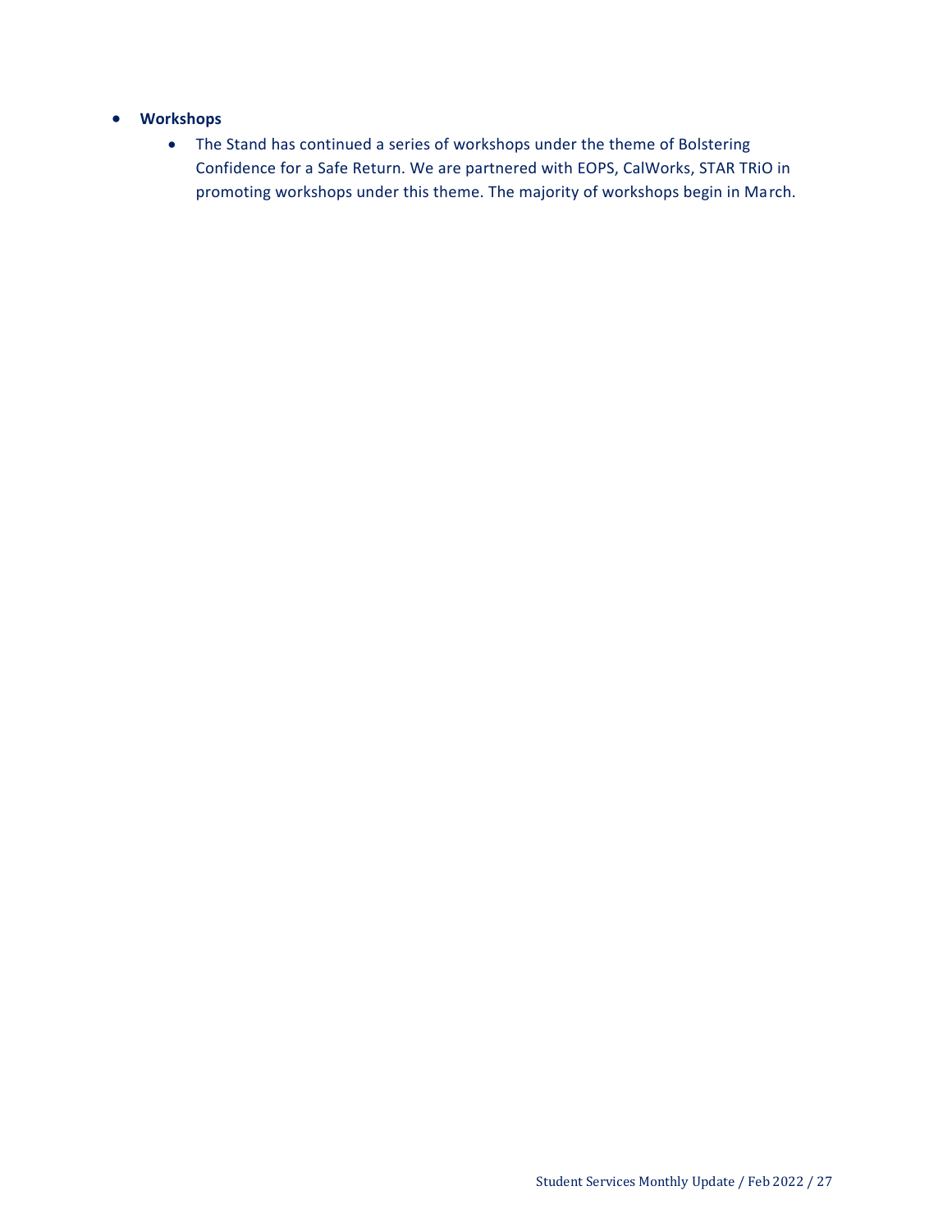- **Workshops**
    - The Stand has continued a series of workshops under the theme of Bolstering Confidence for a Safe Return. We are partnered with EOPS, CalWorks, STAR TRiO in promoting workshops under this theme. The majority of workshops begin in March.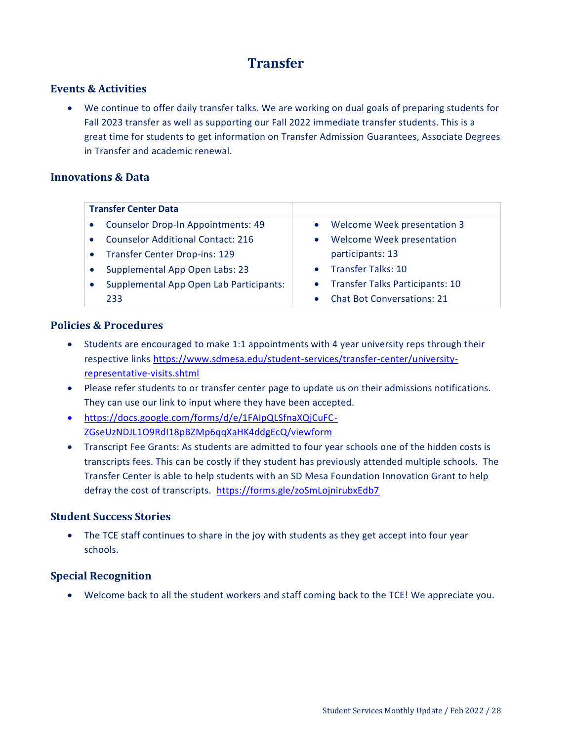# Transfer

## Events & Activities

- We continue to offer daily transfer talks. We are working on dual goals of preparing students for Fall 2023 transfer as well as supporting our Fall 2022 immediate transfer students. This is a great time for students to get information on Transfer Admission Guarantees, Associate Degrees in Transfer and academic renewal.

## Innovations & Data

| Transfer Center Data | |
|---|---|
| • Counselor Drop-In Appointments: 49<br>• Counselor Additional Contact: 216<br>• Transfer Center Drop-ins: 129<br>• Supplemental App Open Labs: 23<br>• Supplemental App Open Lab Participants: 233 | • Welcome Week presentation 3<br>• Welcome Week presentation participants: 13<br>• Transfer Talks: 10<br>• Transfer Talks Participants: 10<br>• Chat Bot Conversations: 21 |

## Policies & Procedures

- Students are encouraged to make 1:1 appointments with 4 year university reps through their respective links https://www.sdmesa.edu/student-services/transfer-center/university-representative-visits.shtml
- Please refer students to or transfer center page to update us on their admissions notifications. They can use our link to input where they have been accepted.
- https://docs.google.com/forms/d/e/1FAIpQLSfnaXQjCuFC-ZGseUzNDJL1O9RdI18pBZMp6qqXaHK4ddgEcQ/viewform
- Transcript Fee Grants: As students are admitted to four year schools one of the hidden costs is transcripts fees. This can be costly if they student has previously attended multiple schools. The Transfer Center is able to help students with an SD Mesa Foundation Innovation Grant to help defray the cost of transcripts. https://forms.gle/zoSmLojnirubxEdb7

## Student Success Stories

- The TCE staff continues to share in the joy with students as they get accept into four year schools.

## Special Recognition

- Welcome back to all the student workers and staff coming back to the TCE! We appreciate you.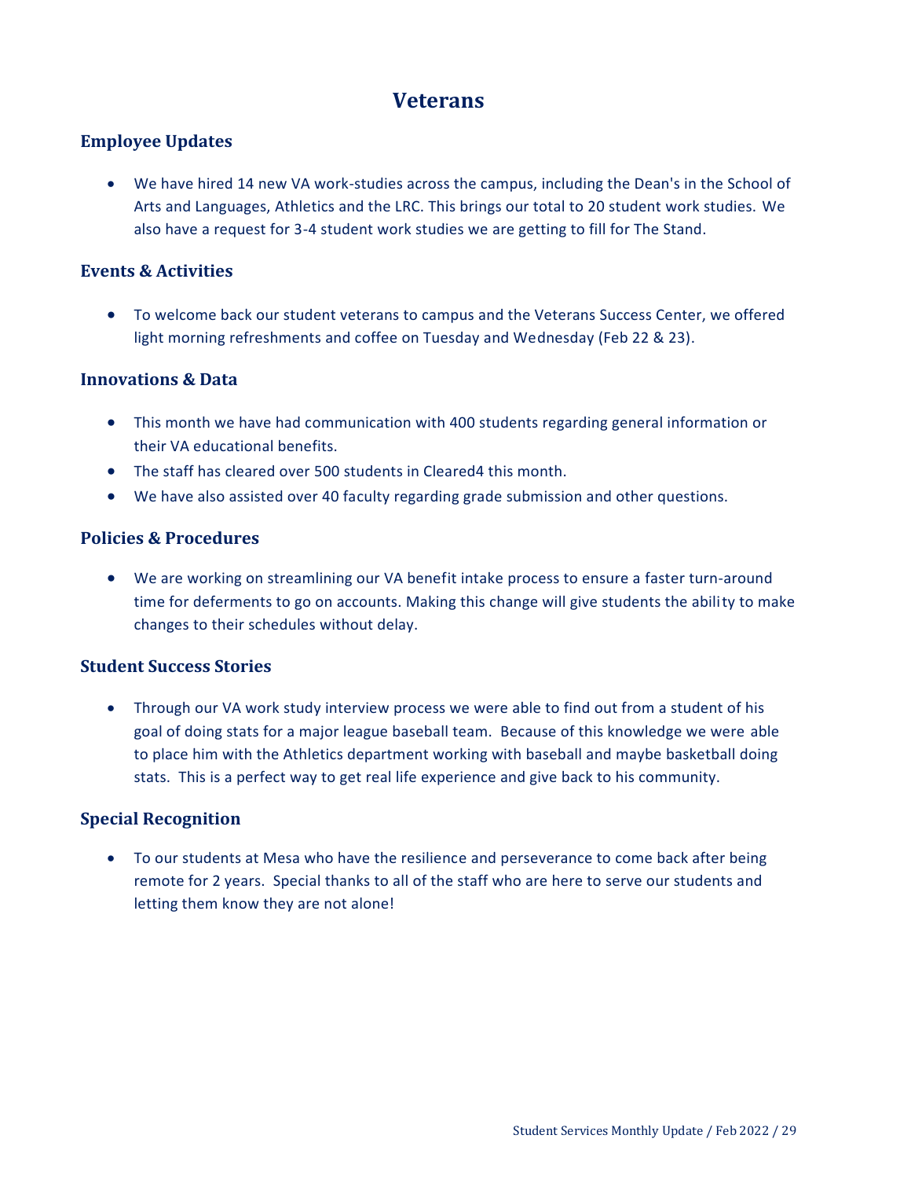# Veterans

## Employee Updates

- We have hired 14 new VA work-studies across the campus, including the Dean's in the School of Arts and Languages, Athletics and the LRC. This brings our total to 20 student work studies. We also have a request for 3-4 student work studies we are getting to fill for The Stand.

## Events & Activities

- To welcome back our student veterans to campus and the Veterans Success Center, we offered light morning refreshments and coffee on Tuesday and Wednesday (Feb 22 & 23).

## Innovations & Data

- This month we have had communication with 400 students regarding general information or their VA educational benefits.
- The staff has cleared over 500 students in Cleared4 this month.
- We have also assisted over 40 faculty regarding grade submission and other questions.

## Policies & Procedures

- We are working on streamlining our VA benefit intake process to ensure a faster turn-around time for deferments to go on accounts. Making this change will give students the ability to make changes to their schedules without delay.

## Student Success Stories

- Through our VA work study interview process we were able to find out from a student of his goal of doing stats for a major league baseball team. Because of this knowledge we were able to place him with the Athletics department working with baseball and maybe basketball doing stats. This is a perfect way to get real life experience and give back to his community.

## Special Recognition

- To our students at Mesa who have the resilience and perseverance to come back after being remote for 2 years. Special thanks to all of the staff who are here to serve our students and letting them know they are not alone!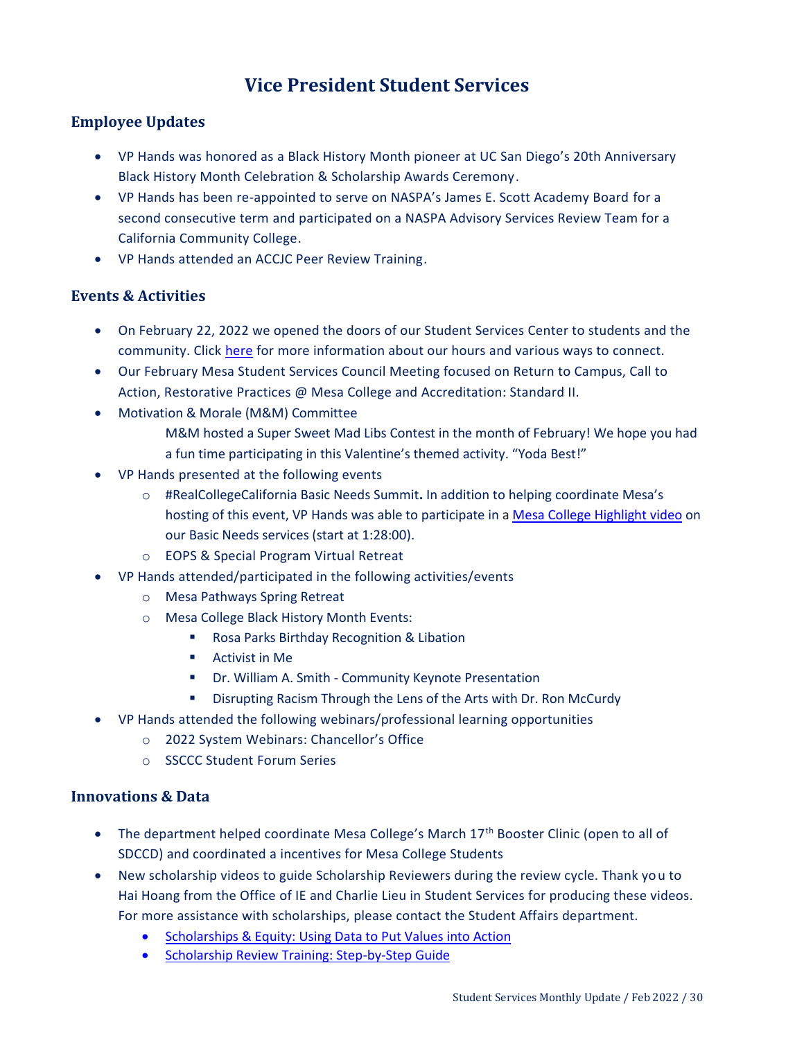# Vice President Student Services

## Employee Updates

- VP Hands was honored as a Black History Month pioneer at UC San Diego's 20th Anniversary Black History Month Celebration & Scholarship Awards Ceremony.
- VP Hands has been re-appointed to serve on NASPA's James E. Scott Academy Board for a second consecutive term and participated on a NASPA Advisory Services Review Team for a California Community College.
- VP Hands attended an ACCJC Peer Review Training.

## Events & Activities

- On February 22, 2022 we opened the doors of our Student Services Center to students and the community. Click here for more information about our hours and various ways to connect.
- Our February Mesa Student Services Council Meeting focused on Return to Campus, Call to Action, Restorative Practices @ Mesa College and Accreditation: Standard II.
- Motivation & Morale (M&M) Committee

  M&M hosted a Super Sweet Mad Libs Contest in the month of February! We hope you had a fun time participating in this Valentine's themed activity. "Yoda Best!"
- VP Hands presented at the following events
  - #RealCollegeCalifornia Basic Needs Summit**.** In addition to helping coordinate Mesa's hosting of this event, VP Hands was able to participate in a Mesa College Highlight video on our Basic Needs services (start at 1:28:00).
  - EOPS & Special Program Virtual Retreat
- VP Hands attended/participated in the following activities/events
  - Mesa Pathways Spring Retreat
  - Mesa College Black History Month Events:
    - Rosa Parks Birthday Recognition & Libation
    - Activist in Me
    - Dr. William A. Smith - Community Keynote Presentation
    - Disrupting Racism Through the Lens of the Arts with Dr. Ron McCurdy
- VP Hands attended the following webinars/professional learning opportunities
  - 2022 System Webinars: Chancellor's Office
  - SSCCC Student Forum Series

## Innovations & Data

- The department helped coordinate Mesa College's March 17th Booster Clinic (open to all of SDCCD) and coordinated a incentives for Mesa College Students
- New scholarship videos to guide Scholarship Reviewers during the review cycle. Thank you to Hai Hoang from the Office of IE and Charlie Lieu in Student Services for producing these videos. For more assistance with scholarships, please contact the Student Affairs department.
  - Scholarships & Equity: Using Data to Put Values into Action
  - Scholarship Review Training: Step-by-Step Guide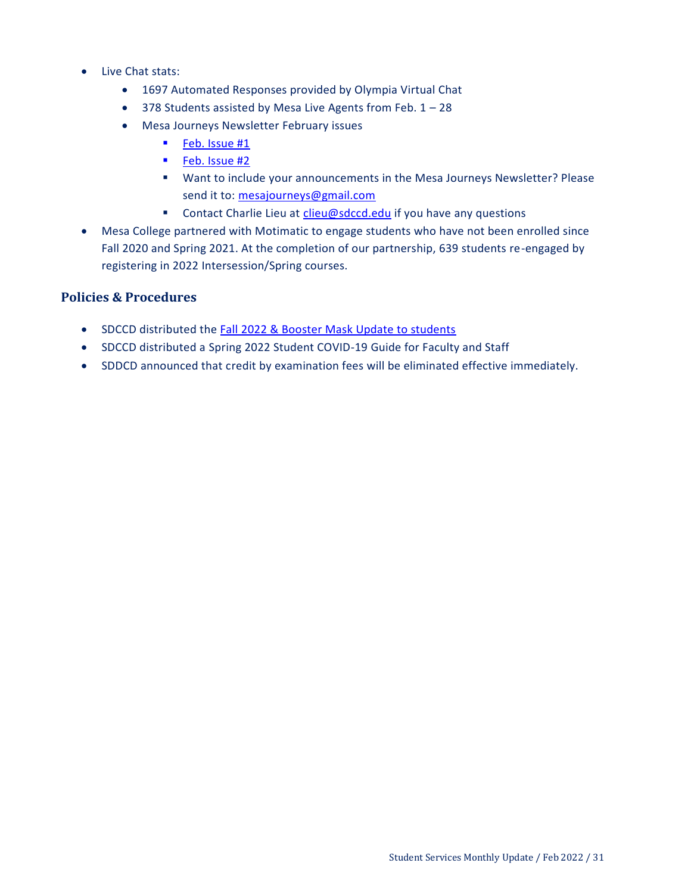- Live Chat stats:
    - 1697 Automated Responses provided by Olympia Virtual Chat
    - 378 Students assisted by Mesa Live Agents from Feb. 1 – 28
    - Mesa Journeys Newsletter February issues
        - Feb. Issue #1
        - Feb. Issue #2
        - Want to include your announcements in the Mesa Journeys Newsletter? Please send it to: mesajourneys@gmail.com
        - Contact Charlie Lieu at clieu@sdccd.edu if you have any questions
- Mesa College partnered with Motimatic to engage students who have not been enrolled since Fall 2020 and Spring 2021. At the completion of our partnership, 639 students re-engaged by registering in 2022 Intersession/Spring courses.

## Policies & Procedures

- SDCCD distributed the Fall 2022 & Booster Mask Update to students
- SDCCD distributed a Spring 2022 Student COVID-19 Guide for Faculty and Staff
- SDDCD announced that credit by examination fees will be eliminated effective immediately.